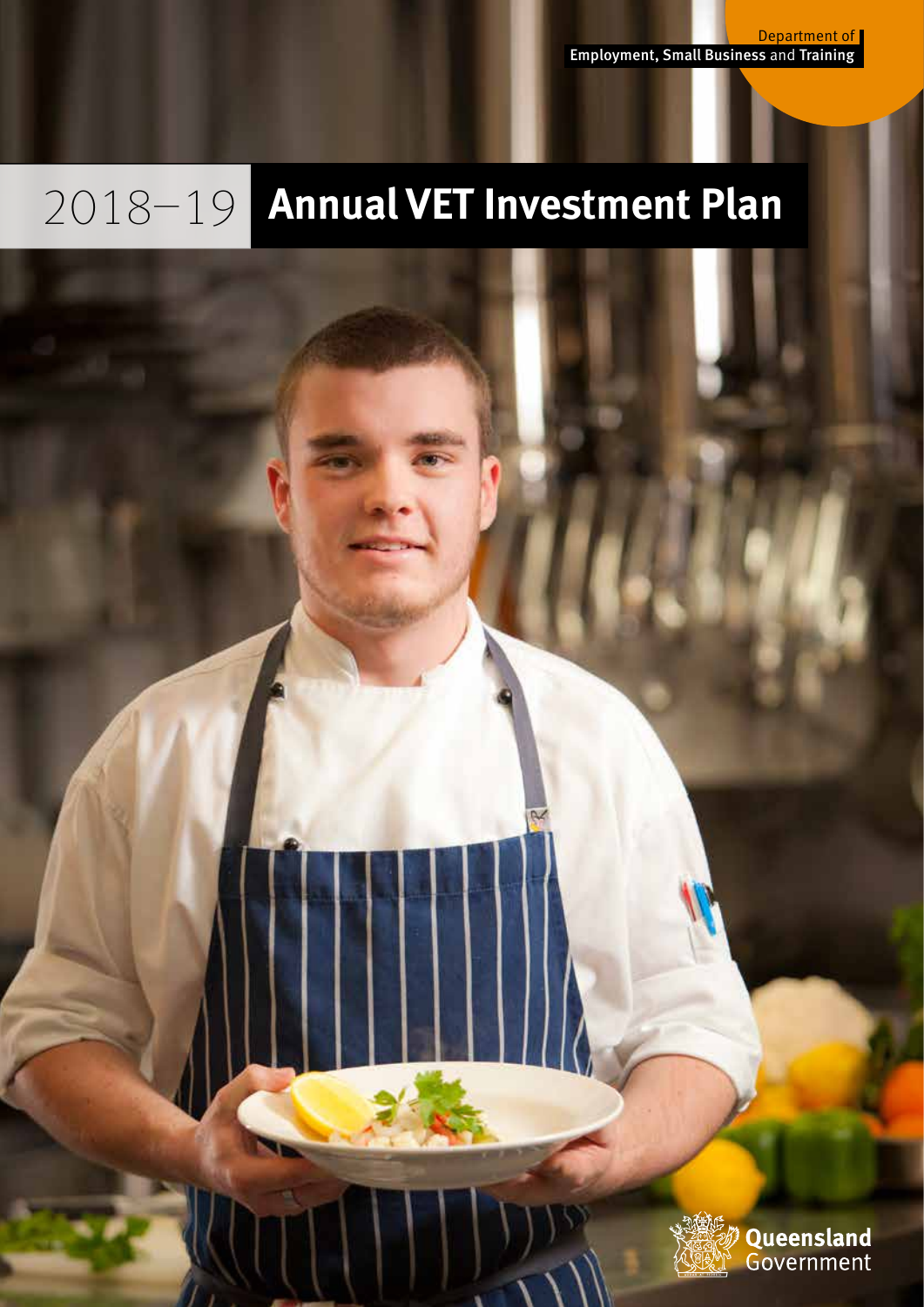Department of
Employment, Small Business and Training

# 2018–19 Annual VET Investment Plan

Queensland Government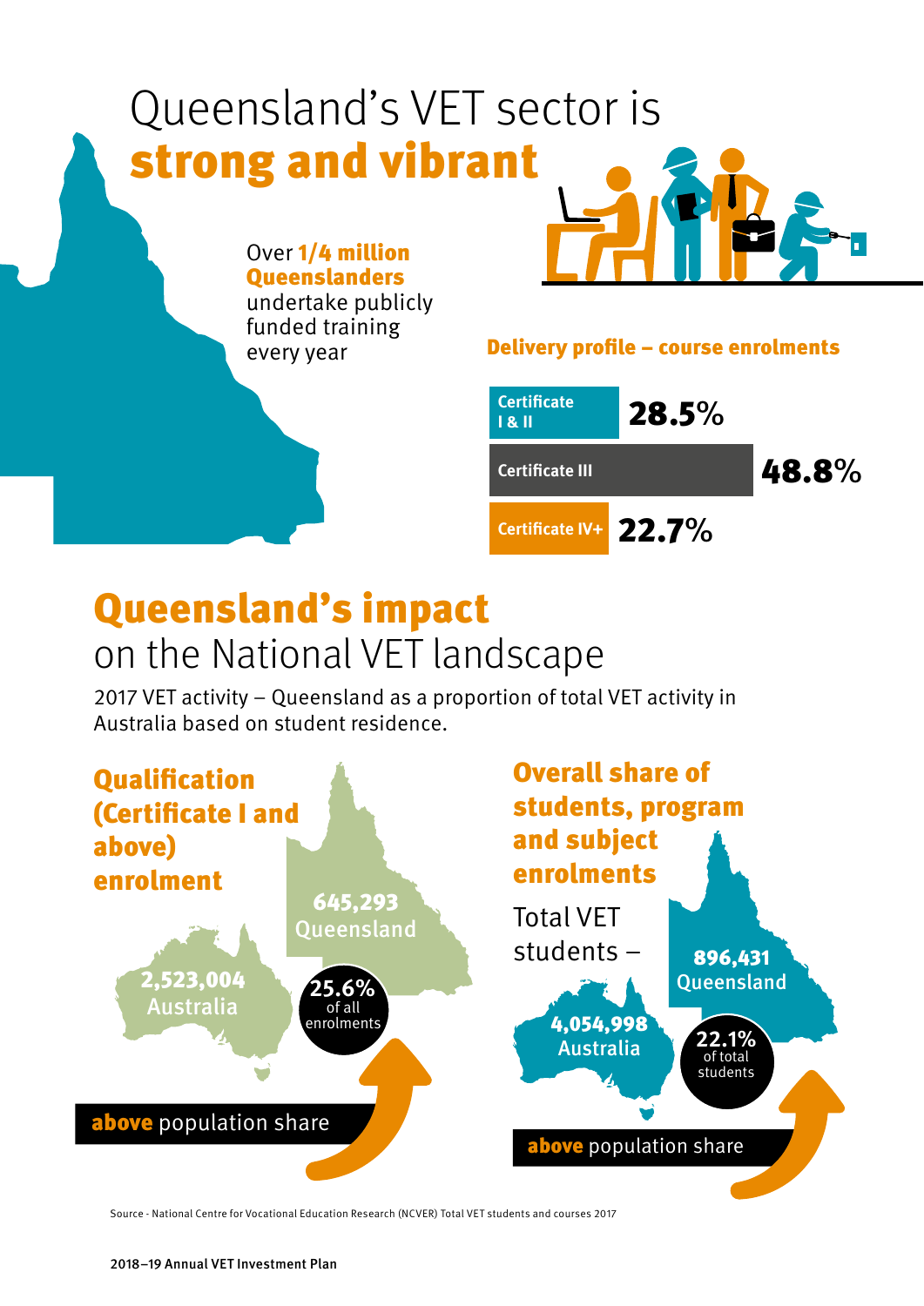# Queensland's VET sector is **strong and vibrant**

Over **1/4 million Queenslanders** undertake publicly funded training every year

## Delivery profile – course enrolments

| Course | Enrolments |
|---|---|
| Certificate I & II | 28.5% |
| Certificate III | 48.8% |
| Certificate IV+ | 22.7% |

# Queensland's impact on the National VET landscape

2017 VET activity – Queensland as a proportion of total VET activity in Australia based on student residence.

## Qualification (Certificate I and above) enrolment

645,293 Queensland

2,523,004 Australia

25.6% of all enrolments

**above** population share

## Overall share of students, program and subject enrolments

Total VET students –

896,431 Queensland

4,054,998 Australia

22.1% of total students

**above** population share

Source - National Centre for Vocational Education Research (NCVER) Total VET students and courses 2017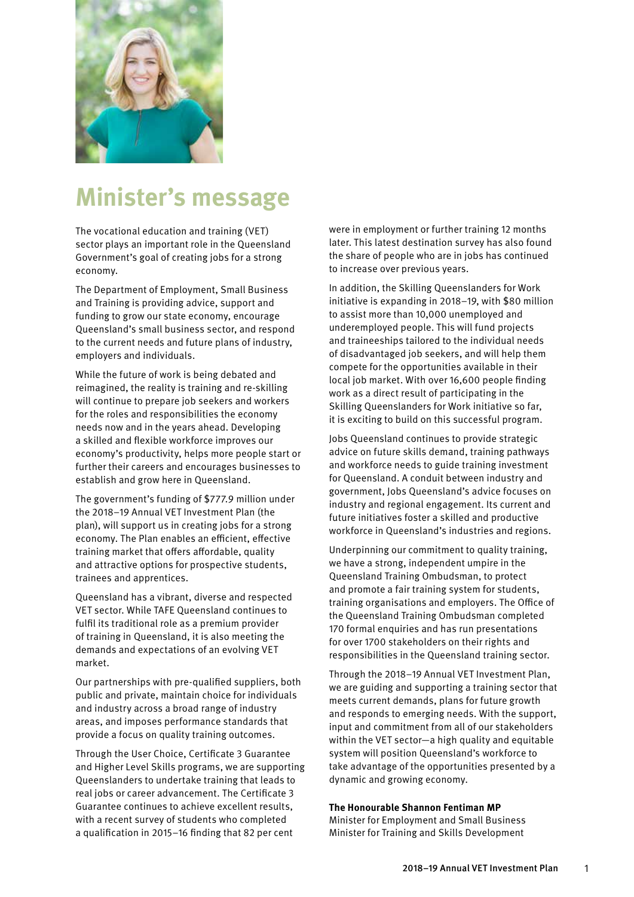# Minister's message

The vocational education and training (VET) sector plays an important role in the Queensland Government's goal of creating jobs for a strong economy.

The Department of Employment, Small Business and Training is providing advice, support and funding to grow our state economy, encourage Queensland's small business sector, and respond to the current needs and future plans of industry, employers and individuals.

While the future of work is being debated and reimagined, the reality is training and re-skilling will continue to prepare job seekers and workers for the roles and responsibilities the economy needs now and in the years ahead. Developing a skilled and flexible workforce improves our economy's productivity, helps more people start or further their careers and encourages businesses to establish and grow here in Queensland.

The government's funding of $777.9 million under the 2018–19 Annual VET Investment Plan (the plan), will support us in creating jobs for a strong economy. The Plan enables an efficient, effective training market that offers affordable, quality and attractive options for prospective students, trainees and apprentices.

Queensland has a vibrant, diverse and respected VET sector. While TAFE Queensland continues to fulfil its traditional role as a premium provider of training in Queensland, it is also meeting the demands and expectations of an evolving VET market.

Our partnerships with pre-qualified suppliers, both public and private, maintain choice for individuals and industry across a broad range of industry areas, and imposes performance standards that provide a focus on quality training outcomes.

Through the User Choice, Certificate 3 Guarantee and Higher Level Skills programs, we are supporting Queenslanders to undertake training that leads to real jobs or career advancement. The Certificate 3 Guarantee continues to achieve excellent results, with a recent survey of students who completed a qualification in 2015–16 finding that 82 per cent were in employment or further training 12 months later. This latest destination survey has also found the share of people who are in jobs has continued to increase over previous years.

In addition, the Skilling Queenslanders for Work initiative is expanding in 2018–19, with $80 million to assist more than 10,000 unemployed and underemployed people. This will fund projects and traineeships tailored to the individual needs of disadvantaged job seekers, and will help them compete for the opportunities available in their local job market. With over 16,600 people finding work as a direct result of participating in the Skilling Queenslanders for Work initiative so far, it is exciting to build on this successful program.

Jobs Queensland continues to provide strategic advice on future skills demand, training pathways and workforce needs to guide training investment for Queensland. A conduit between industry and government, Jobs Queensland's advice focuses on industry and regional engagement. Its current and future initiatives foster a skilled and productive workforce in Queensland's industries and regions.

Underpinning our commitment to quality training, we have a strong, independent umpire in the Queensland Training Ombudsman, to protect and promote a fair training system for students, training organisations and employers. The Office of the Queensland Training Ombudsman completed 170 formal enquiries and has run presentations for over 1700 stakeholders on their rights and responsibilities in the Queensland training sector.

Through the 2018–19 Annual VET Investment Plan, we are guiding and supporting a training sector that meets current demands, plans for future growth and responds to emerging needs. With the support, input and commitment from all of our stakeholders within the VET sector—a high quality and equitable system will position Queensland's workforce to take advantage of the opportunities presented by a dynamic and growing economy.

**The Honourable Shannon Fentiman MP**
Minister for Employment and Small Business
Minister for Training and Skills Development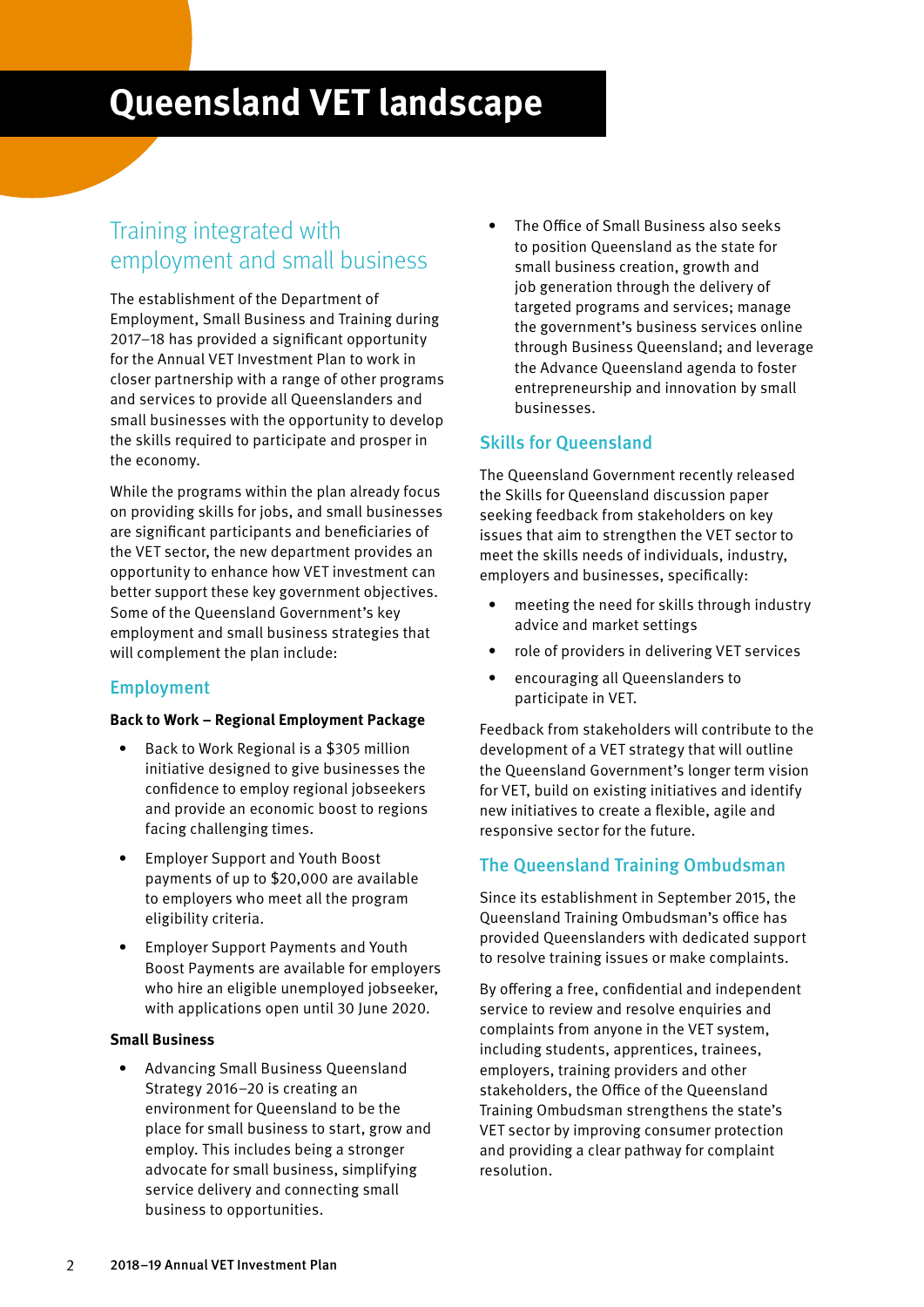# Queensland VET landscape

## Training integrated with employment and small business

The establishment of the Department of Employment, Small Business and Training during 2017–18 has provided a significant opportunity for the Annual VET Investment Plan to work in closer partnership with a range of other programs and services to provide all Queenslanders and small businesses with the opportunity to develop the skills required to participate and prosper in the economy.

While the programs within the plan already focus on providing skills for jobs, and small businesses are significant participants and beneficiaries of the VET sector, the new department provides an opportunity to enhance how VET investment can better support these key government objectives. Some of the Queensland Government's key employment and small business strategies that will complement the plan include:

### Employment

**Back to Work – Regional Employment Package**

- Back to Work Regional is a $305 million initiative designed to give businesses the confidence to employ regional jobseekers and provide an economic boost to regions facing challenging times.
- Employer Support and Youth Boost payments of up to $20,000 are available to employers who meet all the program eligibility criteria.
- Employer Support Payments and Youth Boost Payments are available for employers who hire an eligible unemployed jobseeker, with applications open until 30 June 2020.

**Small Business**

- Advancing Small Business Queensland Strategy 2016–20 is creating an environment for Queensland to be the place for small business to start, grow and employ. This includes being a stronger advocate for small business, simplifying service delivery and connecting small business to opportunities.
- The Office of Small Business also seeks to position Queensland as the state for small business creation, growth and job generation through the delivery of targeted programs and services; manage the government's business services online through Business Queensland; and leverage the Advance Queensland agenda to foster entrepreneurship and innovation by small businesses.

### Skills for Queensland

The Queensland Government recently released the Skills for Queensland discussion paper seeking feedback from stakeholders on key issues that aim to strengthen the VET sector to meet the skills needs of individuals, industry, employers and businesses, specifically:

- meeting the need for skills through industry advice and market settings
- role of providers in delivering VET services
- encouraging all Queenslanders to participate in VET.

Feedback from stakeholders will contribute to the development of a VET strategy that will outline the Queensland Government's longer term vision for VET, build on existing initiatives and identify new initiatives to create a flexible, agile and responsive sector for the future.

### The Queensland Training Ombudsman

Since its establishment in September 2015, the Queensland Training Ombudsman's office has provided Queenslanders with dedicated support to resolve training issues or make complaints.

By offering a free, confidential and independent service to review and resolve enquiries and complaints from anyone in the VET system, including students, apprentices, trainees, employers, training providers and other stakeholders, the Office of the Queensland Training Ombudsman strengthens the state's VET sector by improving consumer protection and providing a clear pathway for complaint resolution.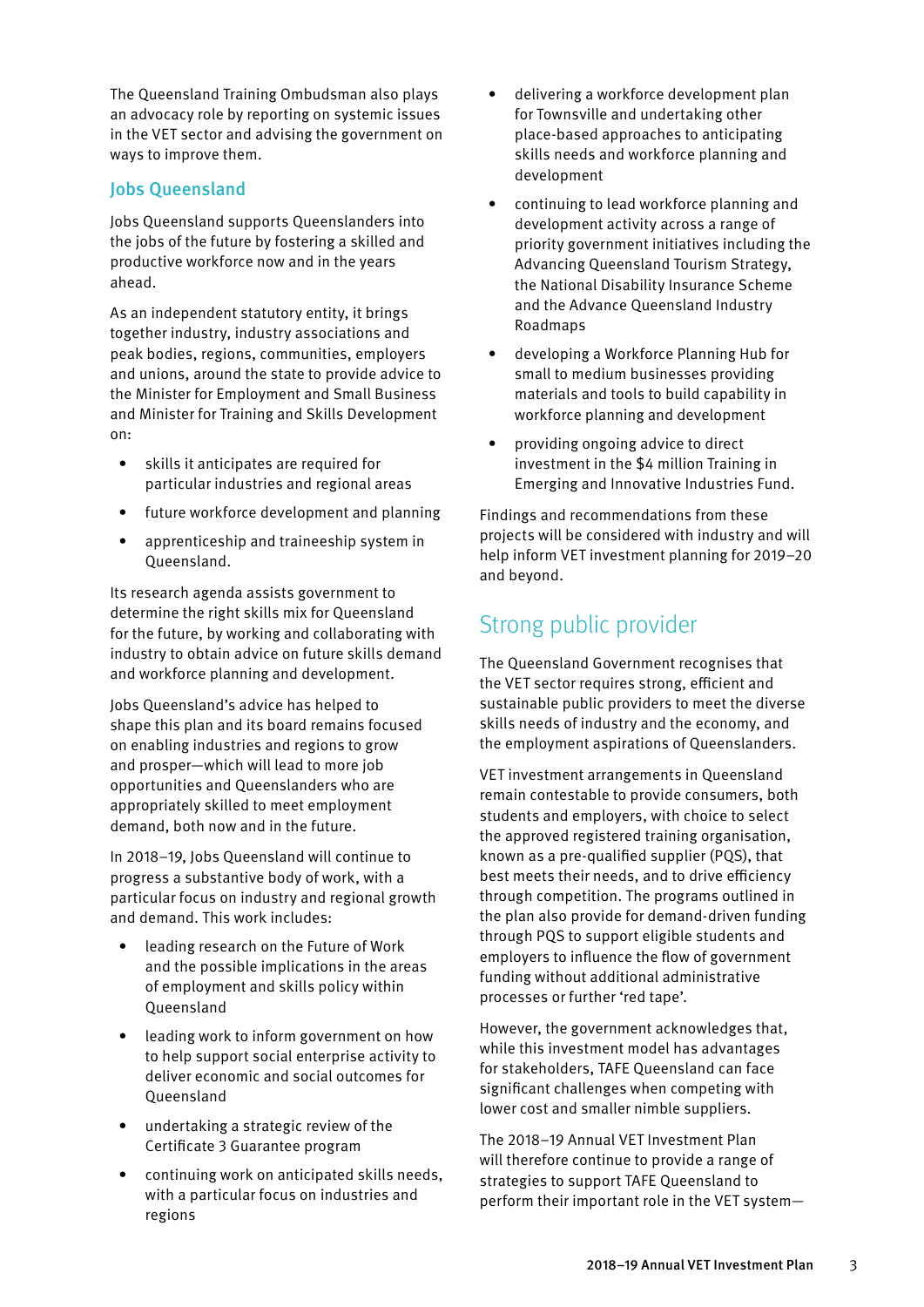The Queensland Training Ombudsman also plays an advocacy role by reporting on systemic issues in the VET sector and advising the government on ways to improve them.

### Jobs Queensland

Jobs Queensland supports Queenslanders into the jobs of the future by fostering a skilled and productive workforce now and in the years ahead.

As an independent statutory entity, it brings together industry, industry associations and peak bodies, regions, communities, employers and unions, around the state to provide advice to the Minister for Employment and Small Business and Minister for Training and Skills Development on:

- skills it anticipates are required for particular industries and regional areas
- future workforce development and planning
- apprenticeship and traineeship system in Queensland.

Its research agenda assists government to determine the right skills mix for Queensland for the future, by working and collaborating with industry to obtain advice on future skills demand and workforce planning and development.

Jobs Queensland's advice has helped to shape this plan and its board remains focused on enabling industries and regions to grow and prosper—which will lead to more job opportunities and Queenslanders who are appropriately skilled to meet employment demand, both now and in the future.

In 2018–19, Jobs Queensland will continue to progress a substantive body of work, with a particular focus on industry and regional growth and demand. This work includes:

- leading research on the Future of Work and the possible implications in the areas of employment and skills policy within Queensland
- leading work to inform government on how to help support social enterprise activity to deliver economic and social outcomes for Queensland
- undertaking a strategic review of the Certificate 3 Guarantee program
- continuing work on anticipated skills needs, with a particular focus on industries and regions
- delivering a workforce development plan for Townsville and undertaking other place-based approaches to anticipating skills needs and workforce planning and development
- continuing to lead workforce planning and development activity across a range of priority government initiatives including the Advancing Queensland Tourism Strategy, the National Disability Insurance Scheme and the Advance Queensland Industry Roadmaps
- developing a Workforce Planning Hub for small to medium businesses providing materials and tools to build capability in workforce planning and development
- providing ongoing advice to direct investment in the $4 million Training in Emerging and Innovative Industries Fund.

Findings and recommendations from these projects will be considered with industry and will help inform VET investment planning for 2019–20 and beyond.

## Strong public provider

The Queensland Government recognises that the VET sector requires strong, efficient and sustainable public providers to meet the diverse skills needs of industry and the economy, and the employment aspirations of Queenslanders.

VET investment arrangements in Queensland remain contestable to provide consumers, both students and employers, with choice to select the approved registered training organisation, known as a pre-qualified supplier (PQS), that best meets their needs, and to drive efficiency through competition. The programs outlined in the plan also provide for demand-driven funding through PQS to support eligible students and employers to influence the flow of government funding without additional administrative processes or further 'red tape'.

However, the government acknowledges that, while this investment model has advantages for stakeholders, TAFE Queensland can face significant challenges when competing with lower cost and smaller nimble suppliers.

The 2018–19 Annual VET Investment Plan will therefore continue to provide a range of strategies to support TAFE Queensland to perform their important role in the VET system—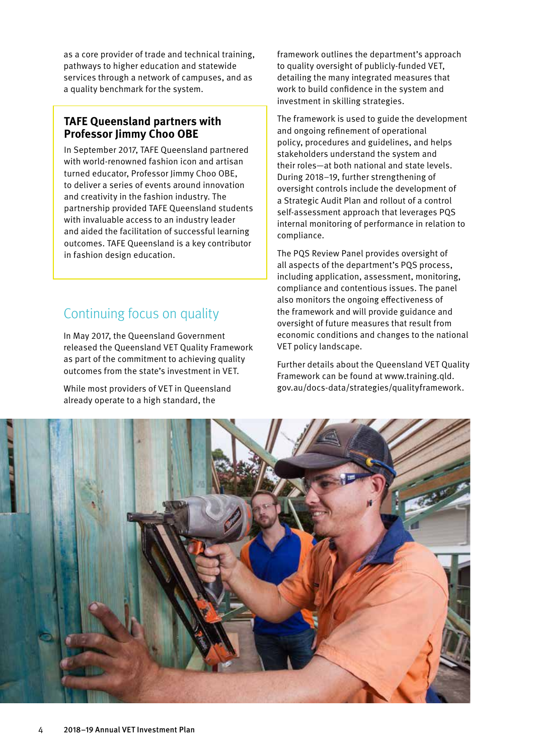as a core provider of trade and technical training, pathways to higher education and statewide services through a network of campuses, and as a quality benchmark for the system.

### TAFE Queensland partners with Professor Jimmy Choo OBE

In September 2017, TAFE Queensland partnered with world-renowned fashion icon and artisan turned educator, Professor Jimmy Choo OBE, to deliver a series of events around innovation and creativity in the fashion industry. The partnership provided TAFE Queensland students with invaluable access to an industry leader and aided the facilitation of successful learning outcomes. TAFE Queensland is a key contributor in fashion design education.

## Continuing focus on quality

In May 2017, the Queensland Government released the Queensland VET Quality Framework as part of the commitment to achieving quality outcomes from the state's investment in VET.

While most providers of VET in Queensland already operate to a high standard, the framework outlines the department's approach to quality oversight of publicly-funded VET, detailing the many integrated measures that work to build confidence in the system and investment in skilling strategies.

The framework is used to guide the development and ongoing refinement of operational policy, procedures and guidelines, and helps stakeholders understand the system and their roles—at both national and state levels. During 2018–19, further strengthening of oversight controls include the development of a Strategic Audit Plan and rollout of a control self-assessment approach that leverages PQS internal monitoring of performance in relation to compliance.

The PQS Review Panel provides oversight of all aspects of the department's PQS process, including application, assessment, monitoring, compliance and contentious issues. The panel also monitors the ongoing effectiveness of the framework and will provide guidance and oversight of future measures that result from economic conditions and changes to the national VET policy landscape.

Further details about the Queensland VET Quality Framework can be found at www.training.qld.gov.au/docs-data/strategies/qualityframework.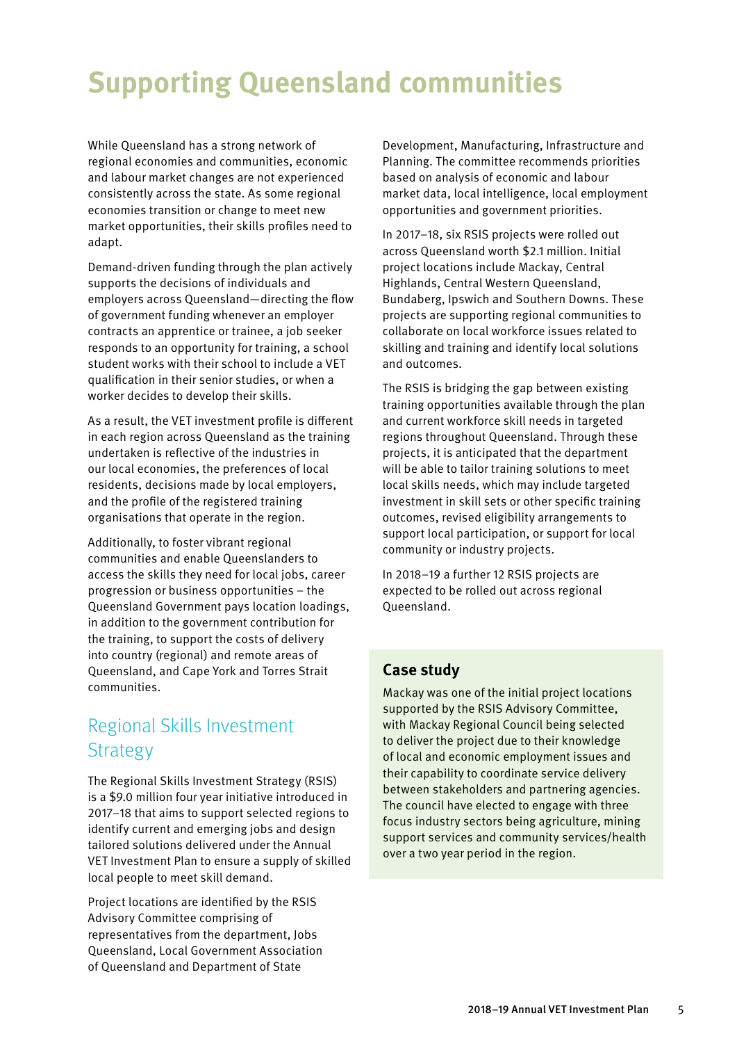# Supporting Queensland communities

While Queensland has a strong network of regional economies and communities, economic and labour market changes are not experienced consistently across the state. As some regional economies transition or change to meet new market opportunities, their skills profiles need to adapt.

Demand-driven funding through the plan actively supports the decisions of individuals and employers across Queensland—directing the flow of government funding whenever an employer contracts an apprentice or trainee, a job seeker responds to an opportunity for training, a school student works with their school to include a VET qualification in their senior studies, or when a worker decides to develop their skills.

As a result, the VET investment profile is different in each region across Queensland as the training undertaken is reflective of the industries in our local economies, the preferences of local residents, decisions made by local employers, and the profile of the registered training organisations that operate in the region.

Additionally, to foster vibrant regional communities and enable Queenslanders to access the skills they need for local jobs, career progression or business opportunities – the Queensland Government pays location loadings, in addition to the government contribution for the training, to support the costs of delivery into country (regional) and remote areas of Queensland, and Cape York and Torres Strait communities.

## Regional Skills Investment Strategy

The Regional Skills Investment Strategy (RSIS) is a $9.0 million four year initiative introduced in 2017–18 that aims to support selected regions to identify current and emerging jobs and design tailored solutions delivered under the Annual VET Investment Plan to ensure a supply of skilled local people to meet skill demand.

Project locations are identified by the RSIS Advisory Committee comprising of representatives from the department, Jobs Queensland, Local Government Association of Queensland and Department of State Development, Manufacturing, Infrastructure and Planning. The committee recommends priorities based on analysis of economic and labour market data, local intelligence, local employment opportunities and government priorities.

In 2017–18, six RSIS projects were rolled out across Queensland worth $2.1 million. Initial project locations include Mackay, Central Highlands, Central Western Queensland, Bundaberg, Ipswich and Southern Downs. These projects are supporting regional communities to collaborate on local workforce issues related to skilling and training and identify local solutions and outcomes.

The RSIS is bridging the gap between existing training opportunities available through the plan and current workforce skill needs in targeted regions throughout Queensland. Through these projects, it is anticipated that the department will be able to tailor training solutions to meet local skills needs, which may include targeted investment in skill sets or other specific training outcomes, revised eligibility arrangements to support local participation, or support for local community or industry projects.

In 2018–19 a further 12 RSIS projects are expected to be rolled out across regional Queensland.

### Case study

Mackay was one of the initial project locations supported by the RSIS Advisory Committee, with Mackay Regional Council being selected to deliver the project due to their knowledge of local and economic employment issues and their capability to coordinate service delivery between stakeholders and partnering agencies. The council have elected to engage with three focus industry sectors being agriculture, mining support services and community services/health over a two year period in the region.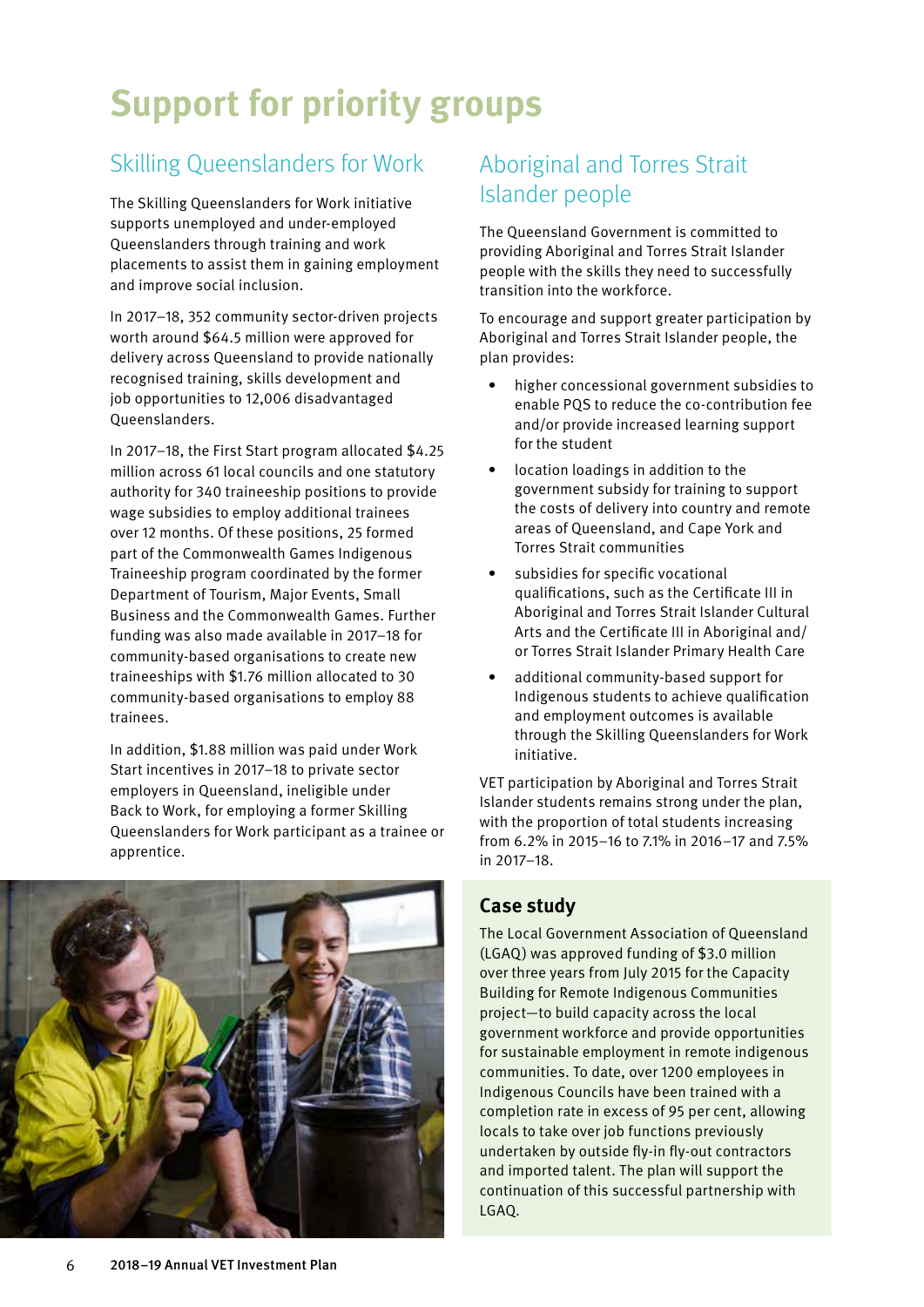# Support for priority groups

## Skilling Queenslanders for Work

The Skilling Queenslanders for Work initiative supports unemployed and under-employed Queenslanders through training and work placements to assist them in gaining employment and improve social inclusion.

In 2017–18, 352 community sector-driven projects worth around $64.5 million were approved for delivery across Queensland to provide nationally recognised training, skills development and job opportunities to 12,006 disadvantaged Queenslanders.

In 2017–18, the First Start program allocated $4.25 million across 61 local councils and one statutory authority for 340 traineeship positions to provide wage subsidies to employ additional trainees over 12 months. Of these positions, 25 formed part of the Commonwealth Games Indigenous Traineeship program coordinated by the former Department of Tourism, Major Events, Small Business and the Commonwealth Games. Further funding was also made available in 2017–18 for community-based organisations to create new traineeships with $1.76 million allocated to 30 community-based organisations to employ 88 trainees.

In addition, $1.88 million was paid under Work Start incentives in 2017–18 to private sector employers in Queensland, ineligible under Back to Work, for employing a former Skilling Queenslanders for Work participant as a trainee or apprentice.

## Aboriginal and Torres Strait Islander people

The Queensland Government is committed to providing Aboriginal and Torres Strait Islander people with the skills they need to successfully transition into the workforce.

To encourage and support greater participation by Aboriginal and Torres Strait Islander people, the plan provides:

- higher concessional government subsidies to enable PQS to reduce the co-contribution fee and/or provide increased learning support for the student
- location loadings in addition to the government subsidy for training to support the costs of delivery into country and remote areas of Queensland, and Cape York and Torres Strait communities
- subsidies for specific vocational qualifications, such as the Certificate III in Aboriginal and Torres Strait Islander Cultural Arts and the Certificate III in Aboriginal and/or Torres Strait Islander Primary Health Care
- additional community-based support for Indigenous students to achieve qualification and employment outcomes is available through the Skilling Queenslanders for Work initiative.

VET participation by Aboriginal and Torres Strait Islander students remains strong under the plan, with the proportion of total students increasing from 6.2% in 2015–16 to 7.1% in 2016–17 and 7.5% in 2017–18.

### Case study

The Local Government Association of Queensland (LGAQ) was approved funding of $3.0 million over three years from July 2015 for the Capacity Building for Remote Indigenous Communities project—to build capacity across the local government workforce and provide opportunities for sustainable employment in remote indigenous communities. To date, over 1200 employees in Indigenous Councils have been trained with a completion rate in excess of 95 per cent, allowing locals to take over job functions previously undertaken by outside fly-in fly-out contractors and imported talent. The plan will support the continuation of this successful partnership with LGAQ.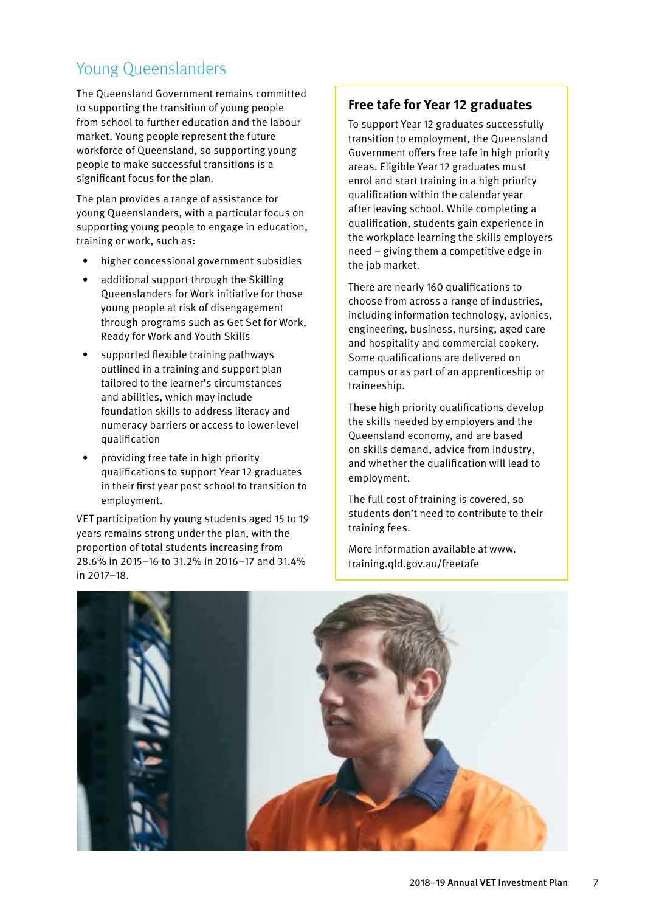## Young Queenslanders

The Queensland Government remains committed to supporting the transition of young people from school to further education and the labour market. Young people represent the future workforce of Queensland, so supporting young people to make successful transitions is a significant focus for the plan.

The plan provides a range of assistance for young Queenslanders, with a particular focus on supporting young people to engage in education, training or work, such as:

- higher concessional government subsidies
- additional support through the Skilling Queenslanders for Work initiative for those young people at risk of disengagement through programs such as Get Set for Work, Ready for Work and Youth Skills
- supported flexible training pathways outlined in a training and support plan tailored to the learner's circumstances and abilities, which may include foundation skills to address literacy and numeracy barriers or access to lower-level qualification
- providing free tafe in high priority qualifications to support Year 12 graduates in their first year post school to transition to employment.

VET participation by young students aged 15 to 19 years remains strong under the plan, with the proportion of total students increasing from 28.6% in 2015–16 to 31.2% in 2016–17 and 31.4% in 2017–18.

### Free tafe for Year 12 graduates

To support Year 12 graduates successfully transition to employment, the Queensland Government offers free tafe in high priority areas. Eligible Year 12 graduates must enrol and start training in a high priority qualification within the calendar year after leaving school. While completing a qualification, students gain experience in the workplace learning the skills employers need – giving them a competitive edge in the job market.

There are nearly 160 qualifications to choose from across a range of industries, including information technology, avionics, engineering, business, nursing, aged care and hospitality and commercial cookery. Some qualifications are delivered on campus or as part of an apprenticeship or traineeship.

These high priority qualifications develop the skills needed by employers and the Queensland economy, and are based on skills demand, advice from industry, and whether the qualification will lead to employment.

The full cost of training is covered, so students don't need to contribute to their training fees.

More information available at www.training.qld.gov.au/freetafe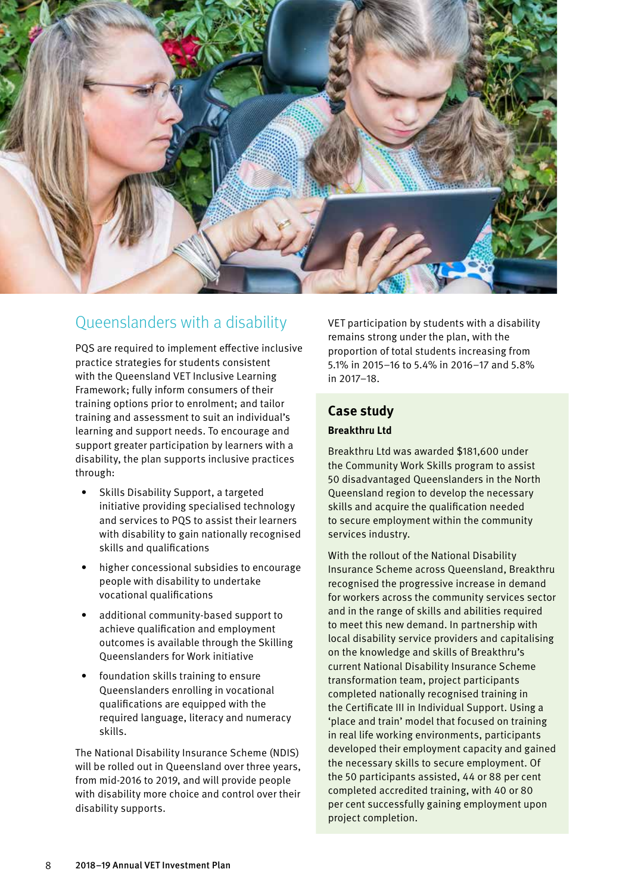## Queenslanders with a disability

PQS are required to implement effective inclusive practice strategies for students consistent with the Queensland VET Inclusive Learning Framework; fully inform consumers of their training options prior to enrolment; and tailor training and assessment to suit an individual's learning and support needs. To encourage and support greater participation by learners with a disability, the plan supports inclusive practices through:

- Skills Disability Support, a targeted initiative providing specialised technology and services to PQS to assist their learners with disability to gain nationally recognised skills and qualifications
- higher concessional subsidies to encourage people with disability to undertake vocational qualifications
- additional community-based support to achieve qualification and employment outcomes is available through the Skilling Queenslanders for Work initiative
- foundation skills training to ensure Queenslanders enrolling in vocational qualifications are equipped with the required language, literacy and numeracy skills.

The National Disability Insurance Scheme (NDIS) will be rolled out in Queensland over three years, from mid-2016 to 2019, and will provide people with disability more choice and control over their disability supports.

VET participation by students with a disability remains strong under the plan, with the proportion of total students increasing from 5.1% in 2015–16 to 5.4% in 2016–17 and 5.8% in 2017–18.

### Case study

**Breakthru Ltd**

Breakthru Ltd was awarded $181,600 under the Community Work Skills program to assist 50 disadvantaged Queenslanders in the North Queensland region to develop the necessary skills and acquire the qualification needed to secure employment within the community services industry.

With the rollout of the National Disability Insurance Scheme across Queensland, Breakthru recognised the progressive increase in demand for workers across the community services sector and in the range of skills and abilities required to meet this new demand. In partnership with local disability service providers and capitalising on the knowledge and skills of Breakthru's current National Disability Insurance Scheme transformation team, project participants completed nationally recognised training in the Certificate III in Individual Support. Using a 'place and train' model that focused on training in real life working environments, participants developed their employment capacity and gained the necessary skills to secure employment. Of the 50 participants assisted, 44 or 88 per cent completed accredited training, with 40 or 80 per cent successfully gaining employment upon project completion.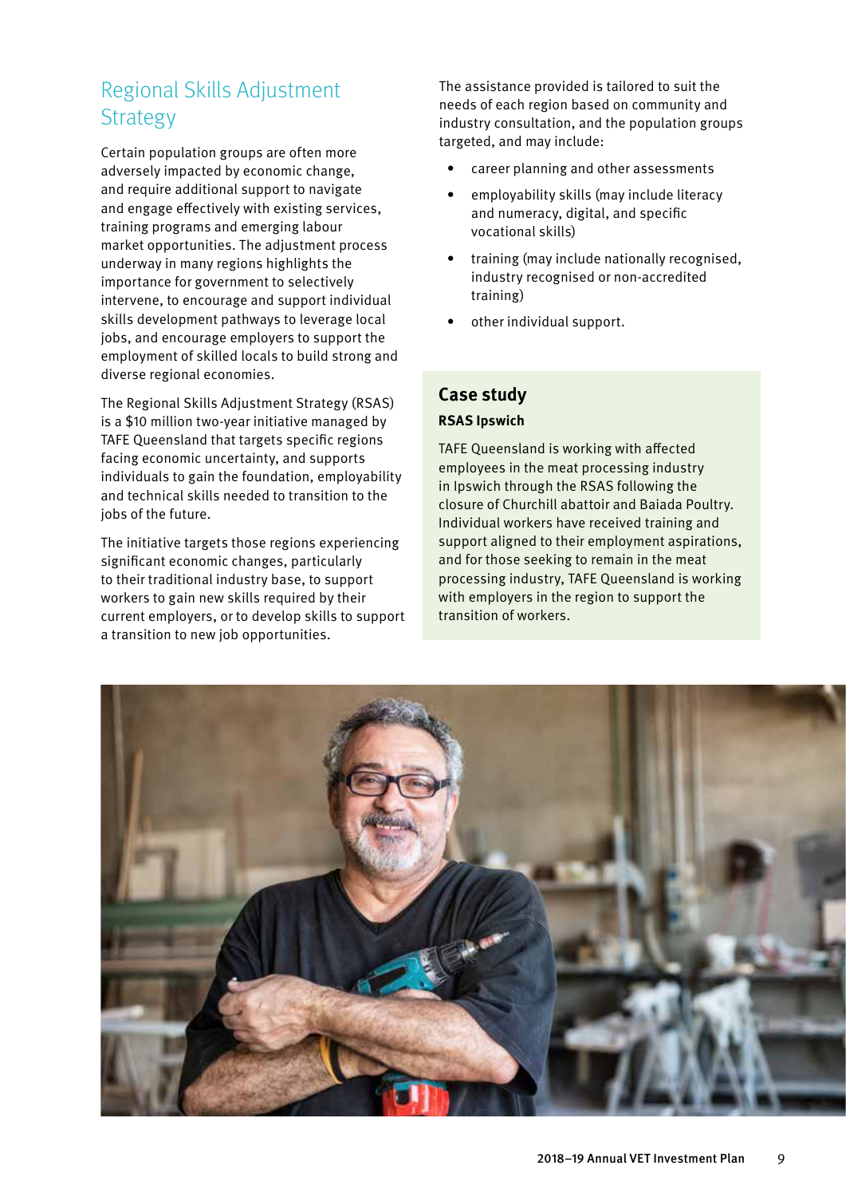## Regional Skills Adjustment Strategy

Certain population groups are often more adversely impacted by economic change, and require additional support to navigate and engage effectively with existing services, training programs and emerging labour market opportunities. The adjustment process underway in many regions highlights the importance for government to selectively intervene, to encourage and support individual skills development pathways to leverage local jobs, and encourage employers to support the employment of skilled locals to build strong and diverse regional economies.

The Regional Skills Adjustment Strategy (RSAS) is a $10 million two-year initiative managed by TAFE Queensland that targets specific regions facing economic uncertainty, and supports individuals to gain the foundation, employability and technical skills needed to transition to the jobs of the future.

The initiative targets those regions experiencing significant economic changes, particularly to their traditional industry base, to support workers to gain new skills required by their current employers, or to develop skills to support a transition to new job opportunities.

The assistance provided is tailored to suit the needs of each region based on community and industry consultation, and the population groups targeted, and may include:

- career planning and other assessments
- employability skills (may include literacy and numeracy, digital, and specific vocational skills)
- training (may include nationally recognised, industry recognised or non-accredited training)
- other individual support.

### Case study

**RSAS Ipswich**

TAFE Queensland is working with affected employees in the meat processing industry in Ipswich through the RSAS following the closure of Churchill abattoir and Baiada Poultry. Individual workers have received training and support aligned to their employment aspirations, and for those seeking to remain in the meat processing industry, TAFE Queensland is working with employers in the region to support the transition of workers.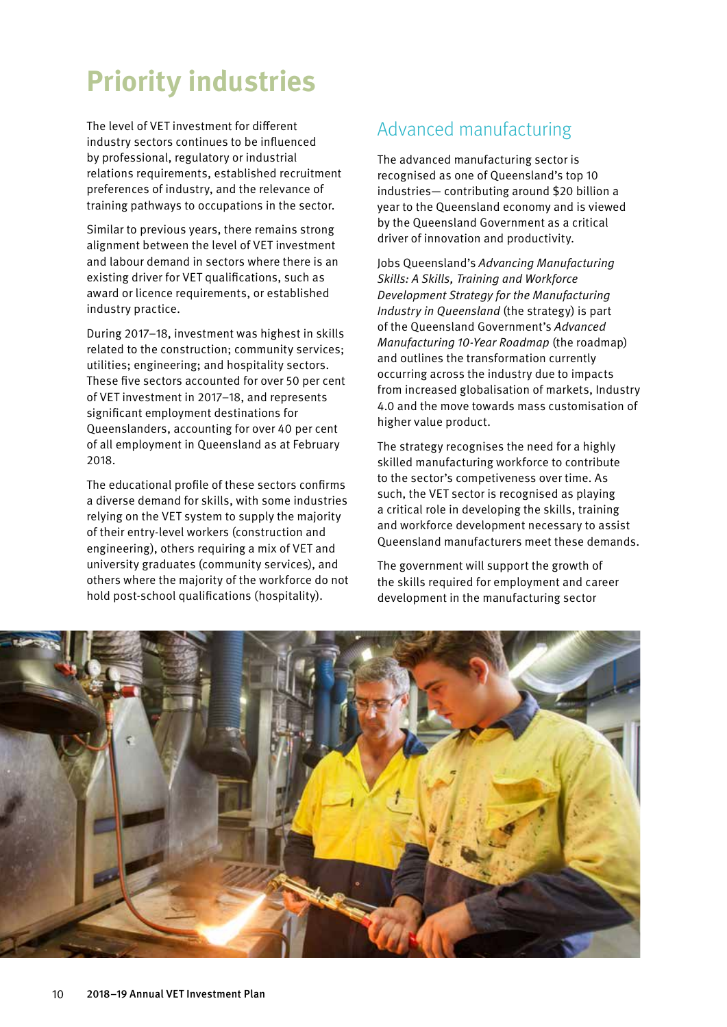# Priority industries

The level of VET investment for different industry sectors continues to be influenced by professional, regulatory or industrial relations requirements, established recruitment preferences of industry, and the relevance of training pathways to occupations in the sector.

Similar to previous years, there remains strong alignment between the level of VET investment and labour demand in sectors where there is an existing driver for VET qualifications, such as award or licence requirements, or established industry practice.

During 2017–18, investment was highest in skills related to the construction; community services; utilities; engineering; and hospitality sectors. These five sectors accounted for over 50 per cent of VET investment in 2017–18, and represents significant employment destinations for Queenslanders, accounting for over 40 per cent of all employment in Queensland as at February 2018.

The educational profile of these sectors confirms a diverse demand for skills, with some industries relying on the VET system to supply the majority of their entry-level workers (construction and engineering), others requiring a mix of VET and university graduates (community services), and others where the majority of the workforce do not hold post-school qualifications (hospitality).

## Advanced manufacturing

The advanced manufacturing sector is recognised as one of Queensland's top 10 industries— contributing around $20 billion a year to the Queensland economy and is viewed by the Queensland Government as a critical driver of innovation and productivity.

Jobs Queensland's *Advancing Manufacturing Skills: A Skills, Training and Workforce Development Strategy for the Manufacturing Industry in Queensland* (the strategy) is part of the Queensland Government's *Advanced Manufacturing 10-Year Roadmap* (the roadmap) and outlines the transformation currently occurring across the industry due to impacts from increased globalisation of markets, Industry 4.0 and the move towards mass customisation of higher value product.

The strategy recognises the need for a highly skilled manufacturing workforce to contribute to the sector's competiveness over time. As such, the VET sector is recognised as playing a critical role in developing the skills, training and workforce development necessary to assist Queensland manufacturers meet these demands.

The government will support the growth of the skills required for employment and career development in the manufacturing sector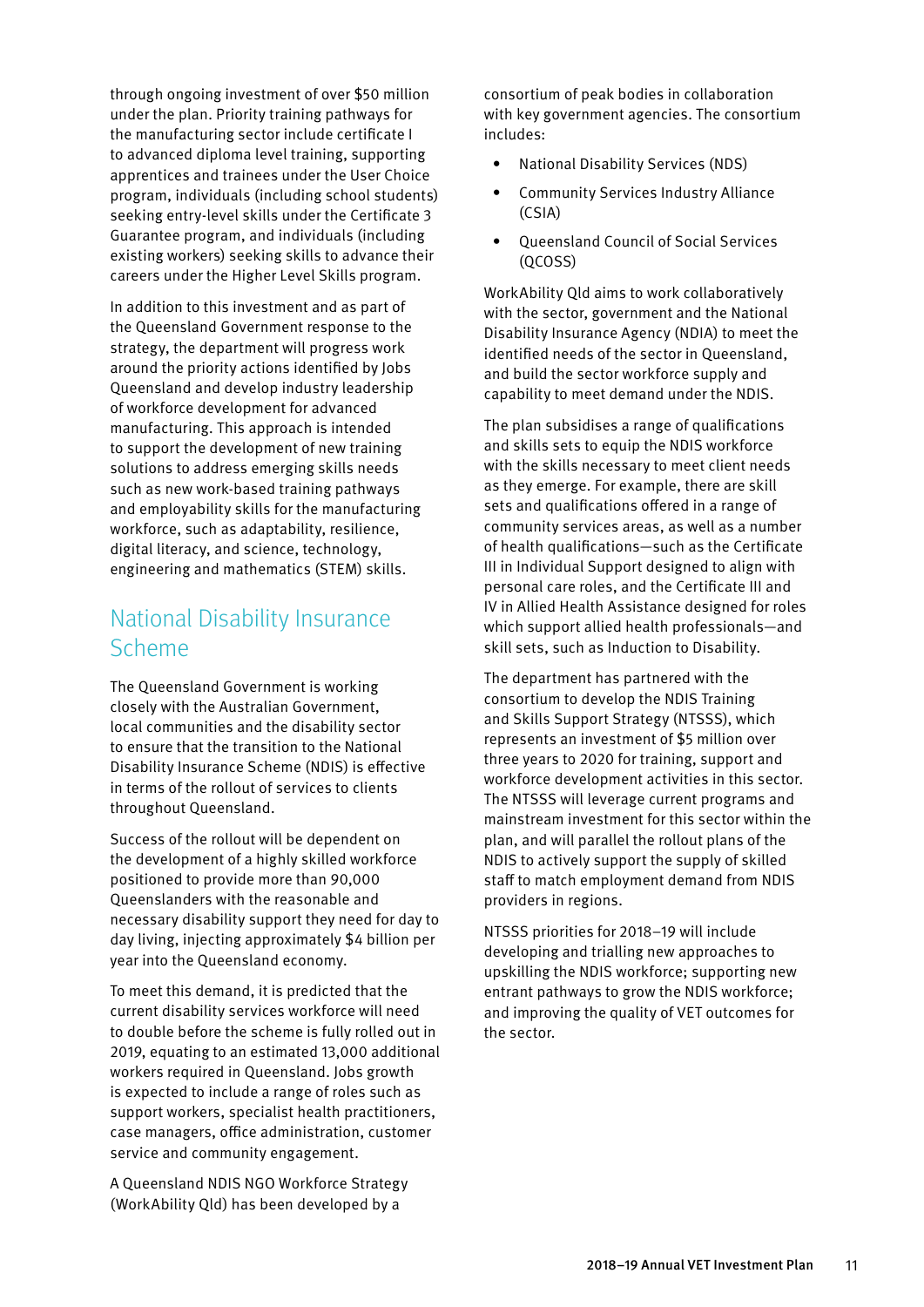through ongoing investment of over $50 million under the plan. Priority training pathways for the manufacturing sector include certificate I to advanced diploma level training, supporting apprentices and trainees under the User Choice program, individuals (including school students) seeking entry-level skills under the Certificate 3 Guarantee program, and individuals (including existing workers) seeking skills to advance their careers under the Higher Level Skills program.

In addition to this investment and as part of the Queensland Government response to the strategy, the department will progress work around the priority actions identified by Jobs Queensland and develop industry leadership of workforce development for advanced manufacturing. This approach is intended to support the development of new training solutions to address emerging skills needs such as new work-based training pathways and employability skills for the manufacturing workforce, such as adaptability, resilience, digital literacy, and science, technology, engineering and mathematics (STEM) skills.

## National Disability Insurance Scheme

The Queensland Government is working closely with the Australian Government, local communities and the disability sector to ensure that the transition to the National Disability Insurance Scheme (NDIS) is effective in terms of the rollout of services to clients throughout Queensland.

Success of the rollout will be dependent on the development of a highly skilled workforce positioned to provide more than 90,000 Queenslanders with the reasonable and necessary disability support they need for day to day living, injecting approximately $4 billion per year into the Queensland economy.

To meet this demand, it is predicted that the current disability services workforce will need to double before the scheme is fully rolled out in 2019, equating to an estimated 13,000 additional workers required in Queensland. Jobs growth is expected to include a range of roles such as support workers, specialist health practitioners, case managers, office administration, customer service and community engagement.

A Queensland NDIS NGO Workforce Strategy (WorkAbility Qld) has been developed by a consortium of peak bodies in collaboration with key government agencies. The consortium includes:

- National Disability Services (NDS)
- Community Services Industry Alliance (CSIA)
- Queensland Council of Social Services (QCOSS)

WorkAbility Qld aims to work collaboratively with the sector, government and the National Disability Insurance Agency (NDIA) to meet the identified needs of the sector in Queensland, and build the sector workforce supply and capability to meet demand under the NDIS.

The plan subsidises a range of qualifications and skills sets to equip the NDIS workforce with the skills necessary to meet client needs as they emerge. For example, there are skill sets and qualifications offered in a range of community services areas, as well as a number of health qualifications—such as the Certificate III in Individual Support designed to align with personal care roles, and the Certificate III and IV in Allied Health Assistance designed for roles which support allied health professionals—and skill sets, such as Induction to Disability.

The department has partnered with the consortium to develop the NDIS Training and Skills Support Strategy (NTSSS), which represents an investment of $5 million over three years to 2020 for training, support and workforce development activities in this sector. The NTSSS will leverage current programs and mainstream investment for this sector within the plan, and will parallel the rollout plans of the NDIS to actively support the supply of skilled staff to match employment demand from NDIS providers in regions.

NTSSS priorities for 2018–19 will include developing and trialling new approaches to upskilling the NDIS workforce; supporting new entrant pathways to grow the NDIS workforce; and improving the quality of VET outcomes for the sector.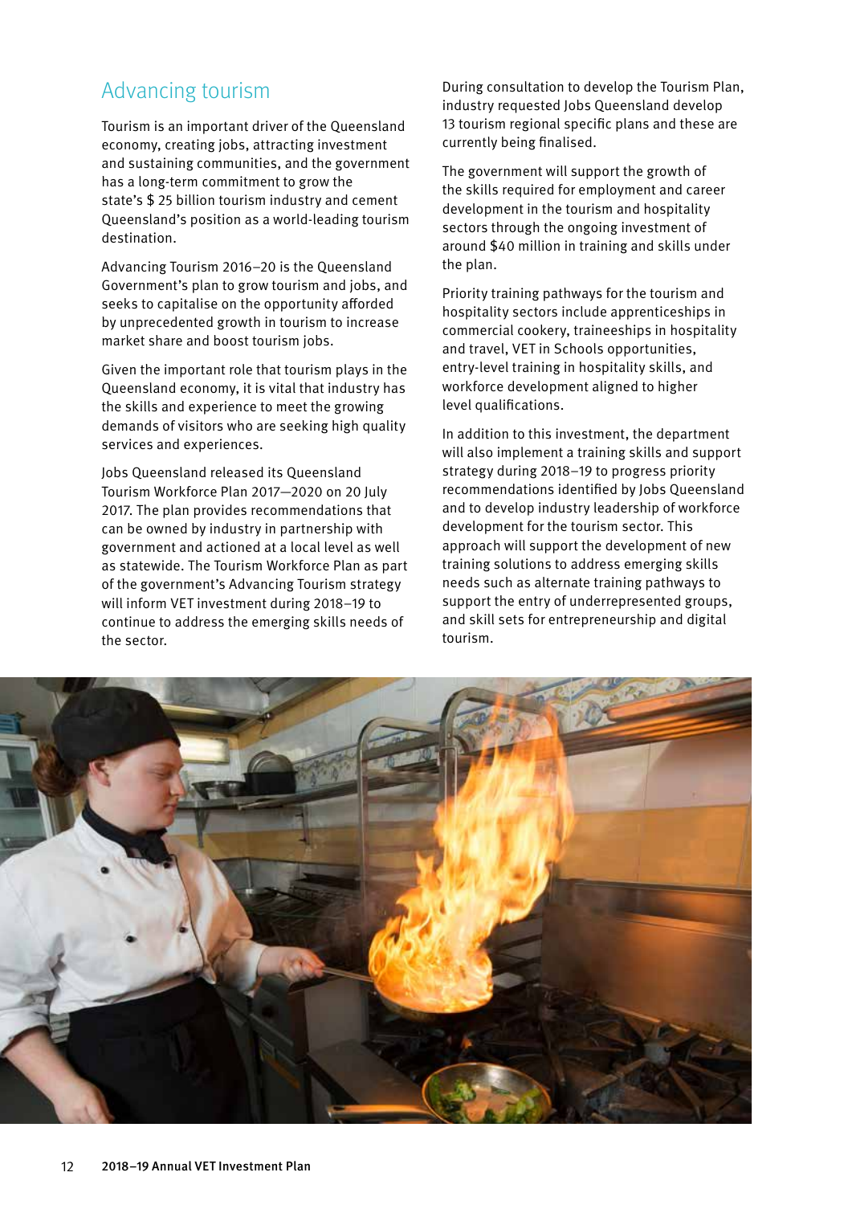## Advancing tourism

Tourism is an important driver of the Queensland economy, creating jobs, attracting investment and sustaining communities, and the government has a long-term commitment to grow the state's $ 25 billion tourism industry and cement Queensland's position as a world-leading tourism destination.

Advancing Tourism 2016–20 is the Queensland Government's plan to grow tourism and jobs, and seeks to capitalise on the opportunity afforded by unprecedented growth in tourism to increase market share and boost tourism jobs.

Given the important role that tourism plays in the Queensland economy, it is vital that industry has the skills and experience to meet the growing demands of visitors who are seeking high quality services and experiences.

Jobs Queensland released its Queensland Tourism Workforce Plan 2017—2020 on 20 July 2017. The plan provides recommendations that can be owned by industry in partnership with government and actioned at a local level as well as statewide. The Tourism Workforce Plan as part of the government's Advancing Tourism strategy will inform VET investment during 2018–19 to continue to address the emerging skills needs of the sector.

During consultation to develop the Tourism Plan, industry requested Jobs Queensland develop 13 tourism regional specific plans and these are currently being finalised.

The government will support the growth of the skills required for employment and career development in the tourism and hospitality sectors through the ongoing investment of around $40 million in training and skills under the plan.

Priority training pathways for the tourism and hospitality sectors include apprenticeships in commercial cookery, traineeships in hospitality and travel, VET in Schools opportunities, entry-level training in hospitality skills, and workforce development aligned to higher level qualifications.

In addition to this investment, the department will also implement a training skills and support strategy during 2018–19 to progress priority recommendations identified by Jobs Queensland and to develop industry leadership of workforce development for the tourism sector. This approach will support the development of new training solutions to address emerging skills needs such as alternate training pathways to support the entry of underrepresented groups, and skill sets for entrepreneurship and digital tourism.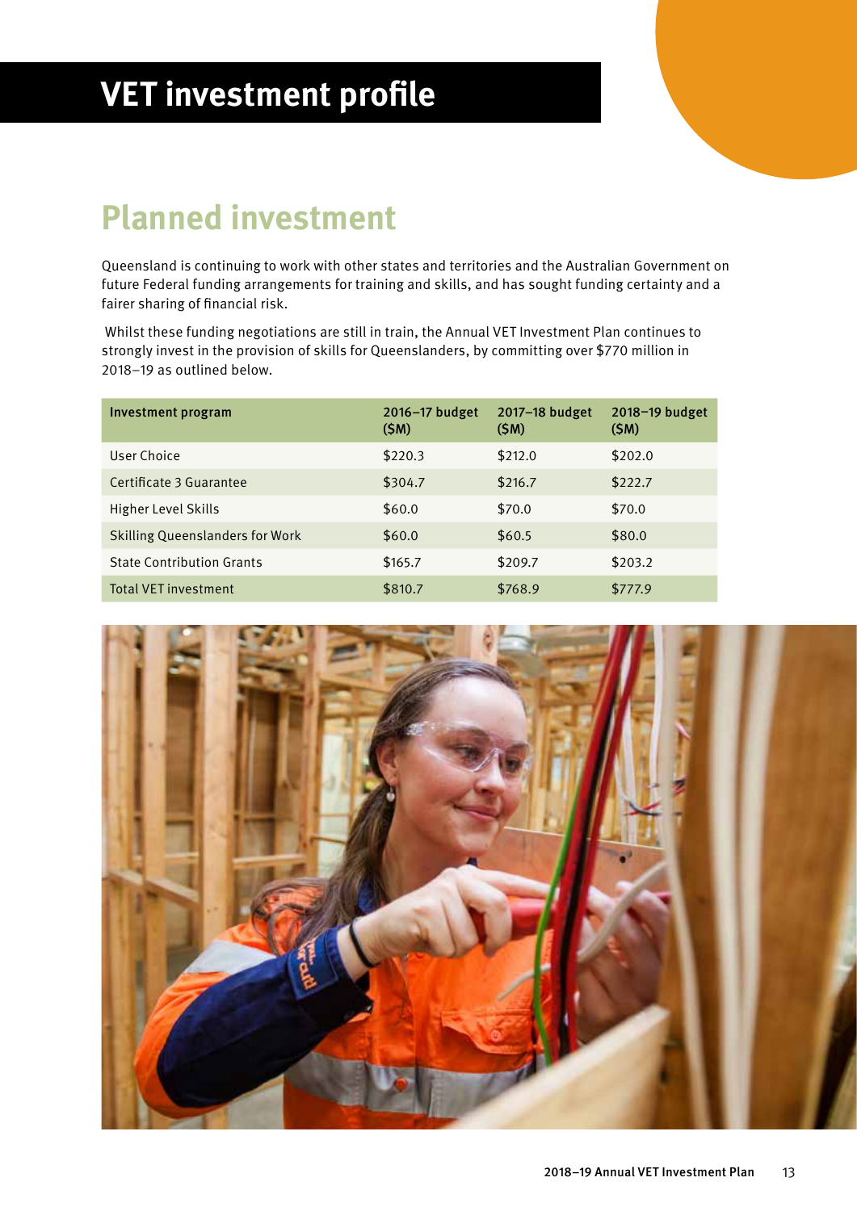# VET investment profile

## Planned investment

Queensland is continuing to work with other states and territories and the Australian Government on future Federal funding arrangements for training and skills, and has sought funding certainty and a fairer sharing of financial risk.

Whilst these funding negotiations are still in train, the Annual VET Investment Plan continues to strongly invest in the provision of skills for Queenslanders, by committing over $770 million in 2018–19 as outlined below.

| Investment program | 2016–17 budget ($M) | 2017–18 budget ($M) | 2018–19 budget ($M) |
| --- | --- | --- | --- |
| User Choice | $220.3 | $212.0 | $202.0 |
| Certificate 3 Guarantee | $304.7 | $216.7 | $222.7 |
| Higher Level Skills | $60.0 | $70.0 | $70.0 |
| Skilling Queenslanders for Work | $60.0 | $60.5 | $80.0 |
| State Contribution Grants | $165.7 | $209.7 | $203.2 |
| Total VET investment | $810.7 | $768.9 | $777.9 |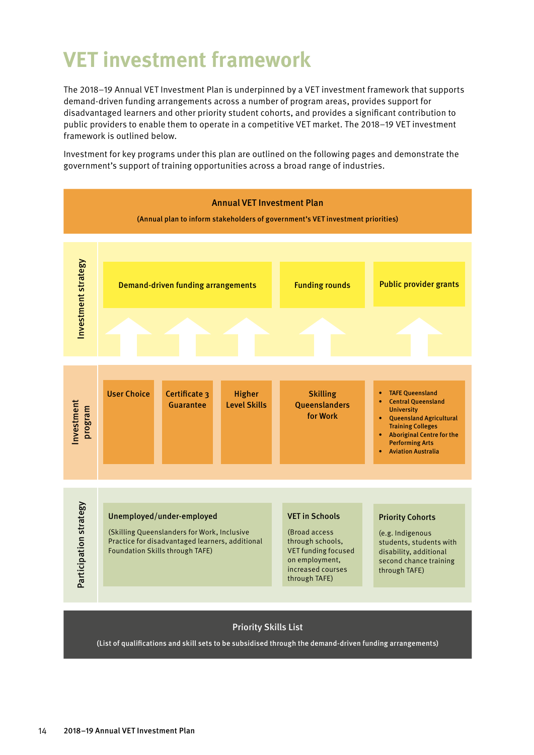# VET investment framework

The 2018–19 Annual VET Investment Plan is underpinned by a VET investment framework that supports demand-driven funding arrangements across a number of program areas, provides support for disadvantaged learners and other priority student cohorts, and provides a significant contribution to public providers to enable them to operate in a competitive VET market. The 2018–19 VET investment framework is outlined below.

Investment for key programs under this plan are outlined on the following pages and demonstrate the government's support of training opportunities across a broad range of industries.

**Annual VET Investment Plan**

(Annual plan to inform stakeholders of government's VET investment priorities)

**Investment strategy**

- Demand-driven funding arrangements
- Funding rounds
- Public provider grants

**Investment program**

- User Choice
- Certificate 3 Guarantee
- Higher Level Skills
- Skilling Queenslanders for Work
- TAFE Queensland
- Central Queensland University
- Queensland Agricultural Training Colleges
- Aboriginal Centre for the Performing Arts
- Aviation Australia

**Participation strategy**

**Unemployed/under-employed**

(Skilling Queenslanders for Work, Inclusive Practice for disadvantaged learners, additional Foundation Skills through TAFE)

**VET in Schools**

(Broad access through schools, VET funding focused on employment, increased courses through TAFE)

**Priority Cohorts**

(e.g. Indigenous students, students with disability, additional second chance training through TAFE)

**Priority Skills List**

(List of qualifications and skill sets to be subsidised through the demand-driven funding arrangements)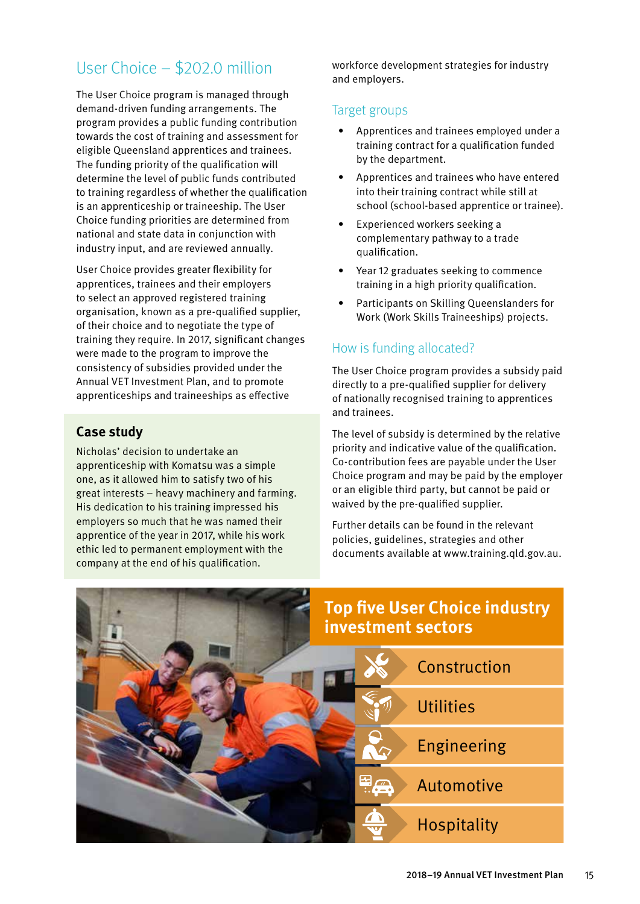## User Choice – $202.0 million

The User Choice program is managed through demand-driven funding arrangements. The program provides a public funding contribution towards the cost of training and assessment for eligible Queensland apprentices and trainees. The funding priority of the qualification will determine the level of public funds contributed to training regardless of whether the qualification is an apprenticeship or traineeship. The User Choice funding priorities are determined from national and state data in conjunction with industry input, and are reviewed annually.

User Choice provides greater flexibility for apprentices, trainees and their employers to select an approved registered training organisation, known as a pre-qualified supplier, of their choice and to negotiate the type of training they require. In 2017, significant changes were made to the program to improve the consistency of subsidies provided under the Annual VET Investment Plan, and to promote apprenticeships and traineeships as effective workforce development strategies for industry and employers.

### Case study

Nicholas' decision to undertake an apprenticeship with Komatsu was a simple one, as it allowed him to satisfy two of his great interests – heavy machinery and farming. His dedication to his training impressed his employers so much that he was named their apprentice of the year in 2017, while his work ethic led to permanent employment with the company at the end of his qualification.

### Target groups

- Apprentices and trainees employed under a training contract for a qualification funded by the department.
- Apprentices and trainees who have entered into their training contract while still at school (school-based apprentice or trainee).
- Experienced workers seeking a complementary pathway to a trade qualification.
- Year 12 graduates seeking to commence training in a high priority qualification.
- Participants on Skilling Queenslanders for Work (Work Skills Traineeships) projects.

### How is funding allocated?

The User Choice program provides a subsidy paid directly to a pre-qualified supplier for delivery of nationally recognised training to apprentices and trainees.

The level of subsidy is determined by the relative priority and indicative value of the qualification. Co-contribution fees are payable under the User Choice program and may be paid by the employer or an eligible third party, but cannot be paid or waived by the pre-qualified supplier.

Further details can be found in the relevant policies, guidelines, strategies and other documents available at www.training.qld.gov.au.

### Top five User Choice industry investment sectors

- Construction
- Utilities
- Engineering
- Automotive
- Hospitality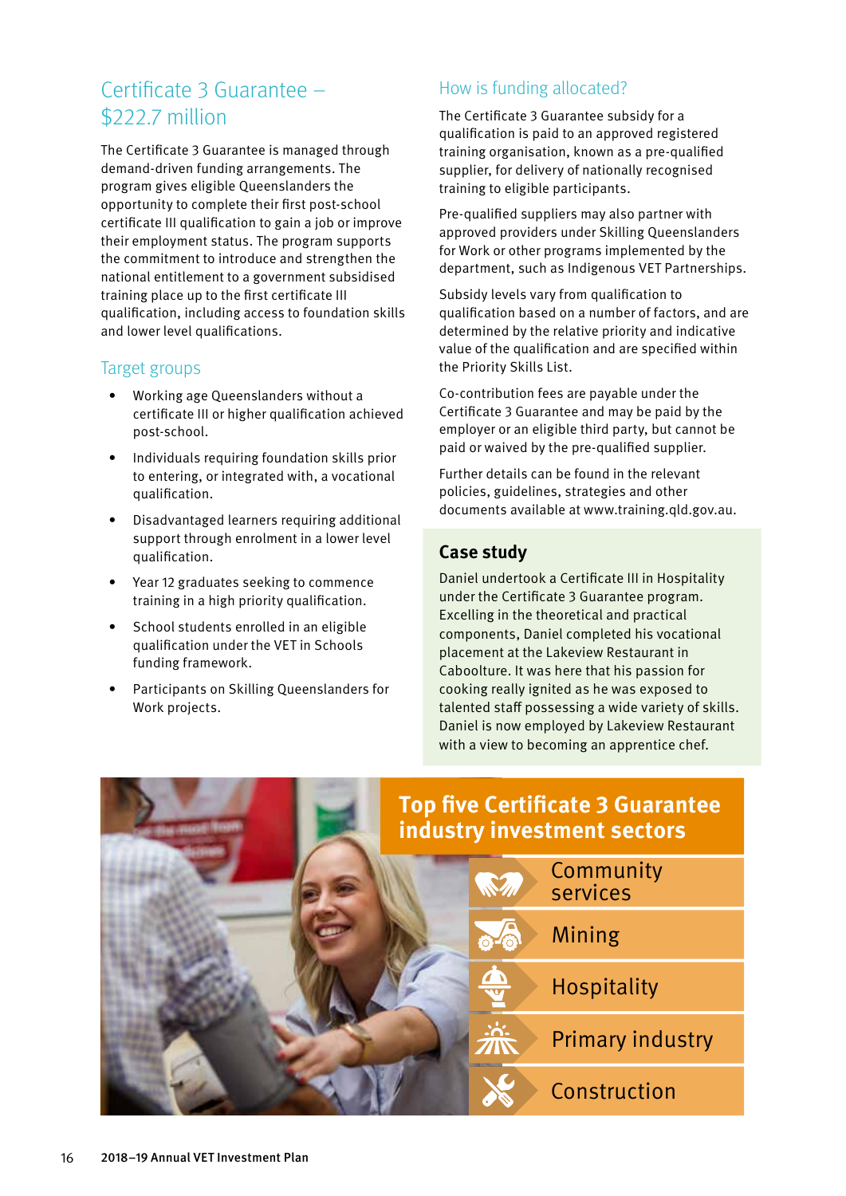## Certificate 3 Guarantee – $222.7 million

The Certificate 3 Guarantee is managed through demand-driven funding arrangements. The program gives eligible Queenslanders the opportunity to complete their first post-school certificate III qualification to gain a job or improve their employment status. The program supports the commitment to introduce and strengthen the national entitlement to a government subsidised training place up to the first certificate III qualification, including access to foundation skills and lower level qualifications.

### Target groups

- Working age Queenslanders without a certificate III or higher qualification achieved post-school.
- Individuals requiring foundation skills prior to entering, or integrated with, a vocational qualification.
- Disadvantaged learners requiring additional support through enrolment in a lower level qualification.
- Year 12 graduates seeking to commence training in a high priority qualification.
- School students enrolled in an eligible qualification under the VET in Schools funding framework.
- Participants on Skilling Queenslanders for Work projects.

### How is funding allocated?

The Certificate 3 Guarantee subsidy for a qualification is paid to an approved registered training organisation, known as a pre-qualified supplier, for delivery of nationally recognised training to eligible participants.

Pre-qualified suppliers may also partner with approved providers under Skilling Queenslanders for Work or other programs implemented by the department, such as Indigenous VET Partnerships.

Subsidy levels vary from qualification to qualification based on a number of factors, and are determined by the relative priority and indicative value of the qualification and are specified within the Priority Skills List.

Co-contribution fees are payable under the Certificate 3 Guarantee and may be paid by the employer or an eligible third party, but cannot be paid or waived by the pre-qualified supplier.

Further details can be found in the relevant policies, guidelines, strategies and other documents available at www.training.qld.gov.au.

### Case study

Daniel undertook a Certificate III in Hospitality under the Certificate 3 Guarantee program. Excelling in the theoretical and practical components, Daniel completed his vocational placement at the Lakeview Restaurant in Caboolture. It was here that his passion for cooking really ignited as he was exposed to talented staff possessing a wide variety of skills. Daniel is now employed by Lakeview Restaurant with a view to becoming an apprentice chef.

### Top five Certificate 3 Guarantee industry investment sectors

- Community services
- Mining
- Hospitality
- Primary industry
- Construction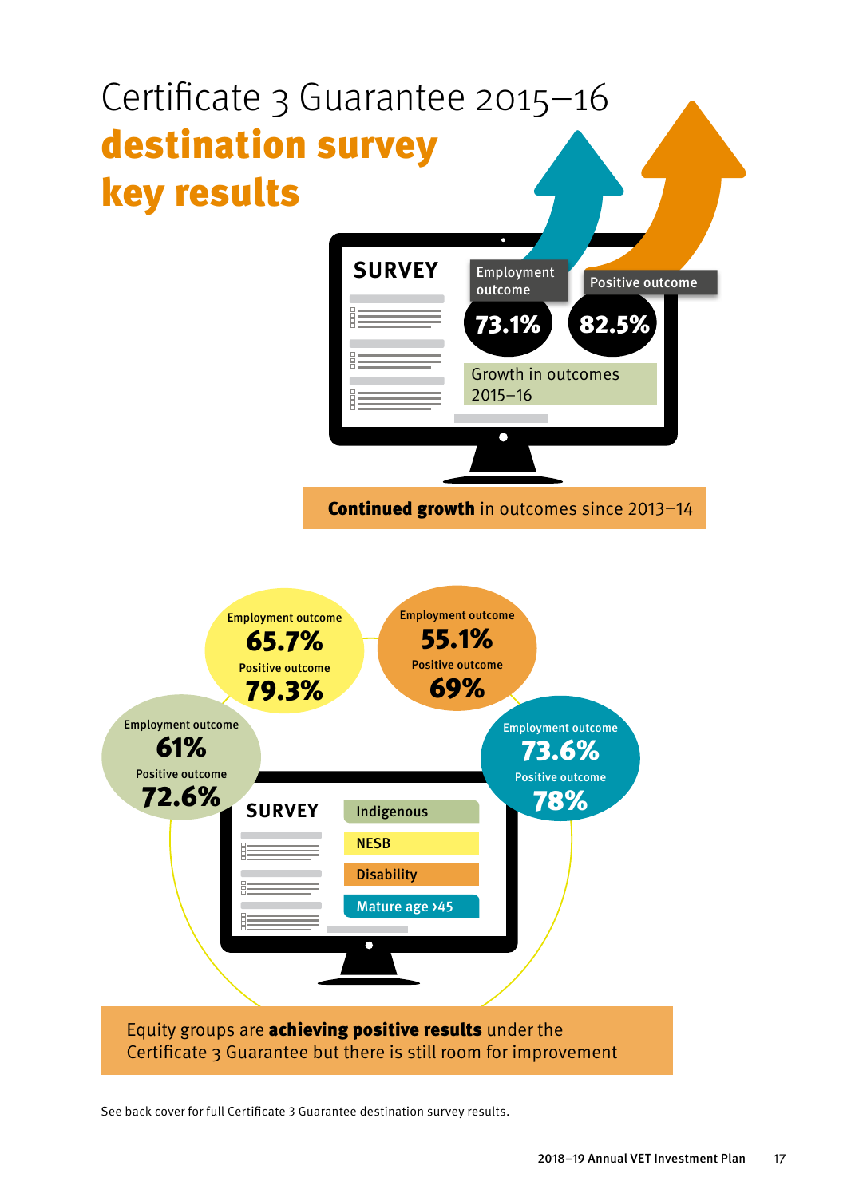# Certificate 3 Guarantee 2015–16 destination survey key results

**SURVEY**

Employment outcome **73.1%**

Positive outcome **82.5%**

Growth in outcomes 2015–16

**Continued growth** in outcomes since 2013–14

**SURVEY**

| Group | Employment outcome | Positive outcome |
| --- | --- | --- |
| Indigenous | 61% | 72.6% |
| NESB | 65.7% | 79.3% |
| Disability | 55.1% | 69% |
| Mature age >45 | 73.6% | 78% |

Equity groups are **achieving positive results** under the Certificate 3 Guarantee but there is still room for improvement

See back cover for full Certificate 3 Guarantee destination survey results.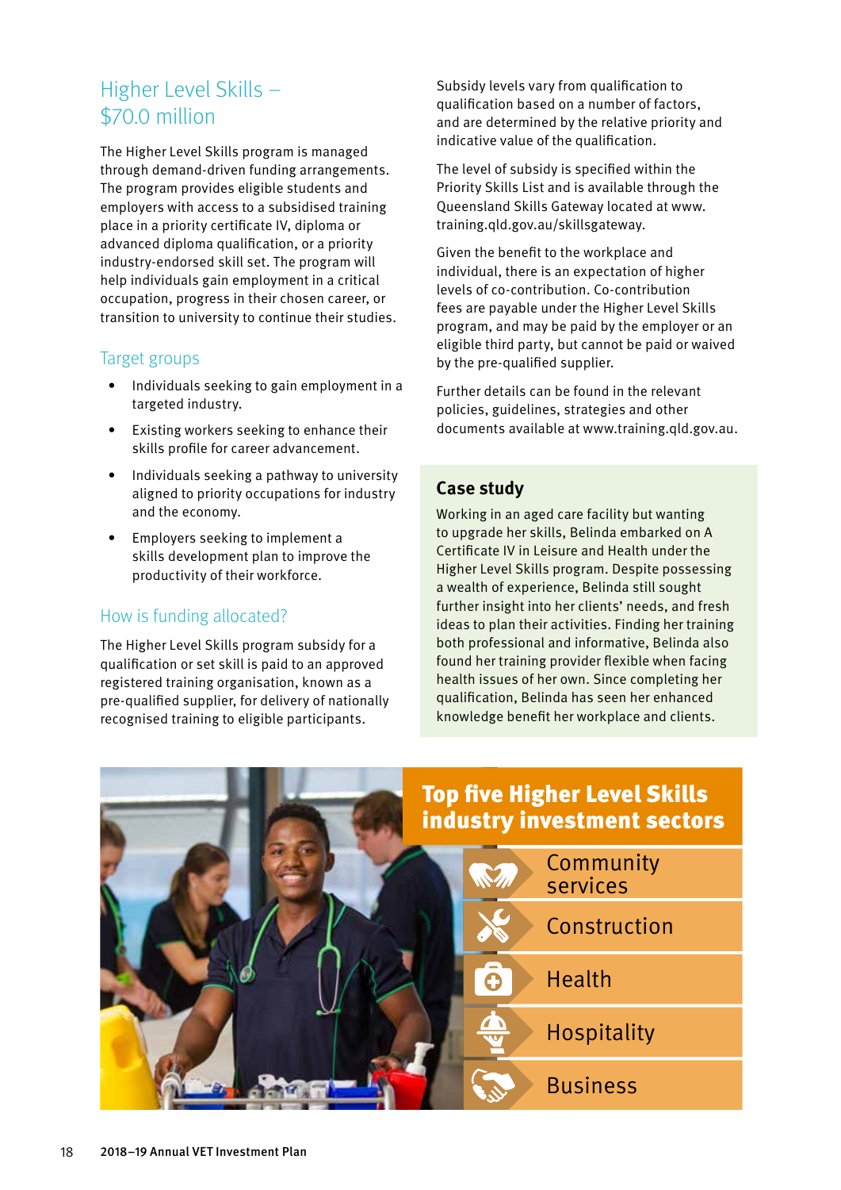## Higher Level Skills – $70.0 million

The Higher Level Skills program is managed through demand-driven funding arrangements. The program provides eligible students and employers with access to a subsidised training place in a priority certificate IV, diploma or advanced diploma qualification, or a priority industry-endorsed skill set. The program will help individuals gain employment in a critical occupation, progress in their chosen career, or transition to university to continue their studies.

### Target groups

- Individuals seeking to gain employment in a targeted industry.
- Existing workers seeking to enhance their skills profile for career advancement.
- Individuals seeking a pathway to university aligned to priority occupations for industry and the economy.
- Employers seeking to implement a skills development plan to improve the productivity of their workforce.

### How is funding allocated?

The Higher Level Skills program subsidy for a qualification or set skill is paid to an approved registered training organisation, known as a pre-qualified supplier, for delivery of nationally recognised training to eligible participants.

Subsidy levels vary from qualification to qualification based on a number of factors, and are determined by the relative priority and indicative value of the qualification.

The level of subsidy is specified within the Priority Skills List and is available through the Queensland Skills Gateway located at www.training.qld.gov.au/skillsgateway.

Given the benefit to the workplace and individual, there is an expectation of higher levels of co-contribution. Co-contribution fees are payable under the Higher Level Skills program, and may be paid by the employer or an eligible third party, but cannot be paid or waived by the pre-qualified supplier.

Further details can be found in the relevant policies, guidelines, strategies and other documents available at www.training.qld.gov.au.

### Case study

Working in an aged care facility but wanting to upgrade her skills, Belinda embarked on A Certificate IV in Leisure and Health under the Higher Level Skills program. Despite possessing a wealth of experience, Belinda still sought further insight into her clients' needs, and fresh ideas to plan their activities. Finding her training both professional and informative, Belinda also found her training provider flexible when facing health issues of her own. Since completing her qualification, Belinda has seen her enhanced knowledge benefit her workplace and clients.

### Top five Higher Level Skills industry investment sectors

- Community services
- Construction
- Health
- Hospitality
- Business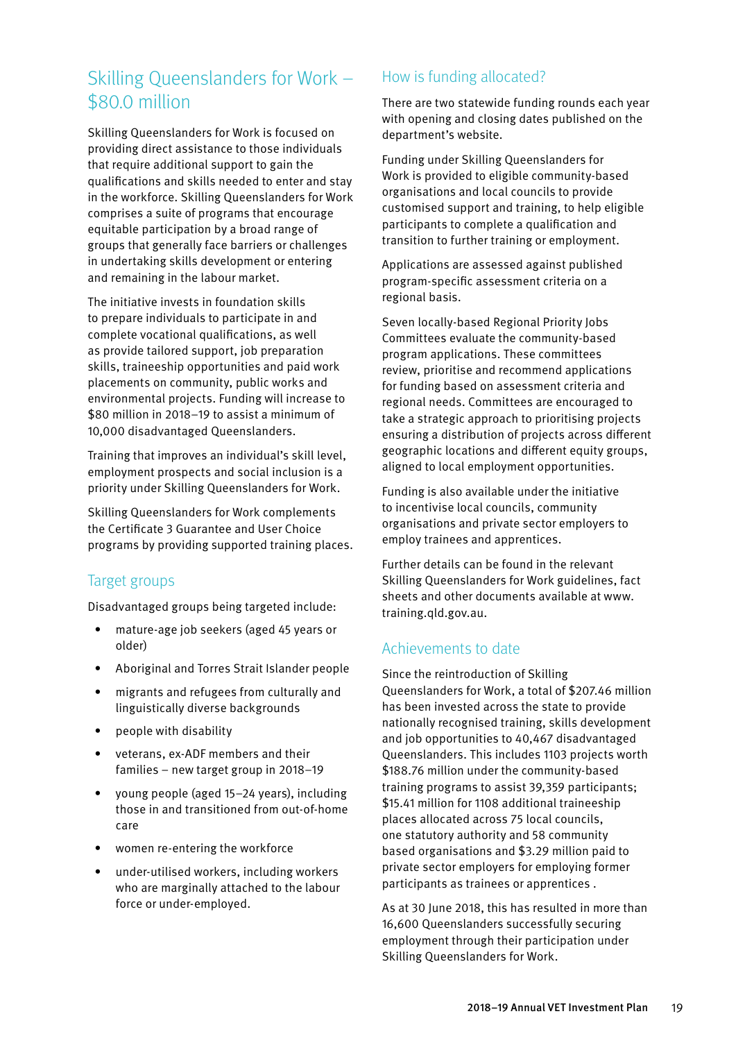## Skilling Queenslanders for Work – $80.0 million

Skilling Queenslanders for Work is focused on providing direct assistance to those individuals that require additional support to gain the qualifications and skills needed to enter and stay in the workforce. Skilling Queenslanders for Work comprises a suite of programs that encourage equitable participation by a broad range of groups that generally face barriers or challenges in undertaking skills development or entering and remaining in the labour market.

The initiative invests in foundation skills to prepare individuals to participate in and complete vocational qualifications, as well as provide tailored support, job preparation skills, traineeship opportunities and paid work placements on community, public works and environmental projects. Funding will increase to $80 million in 2018–19 to assist a minimum of 10,000 disadvantaged Queenslanders.

Training that improves an individual's skill level, employment prospects and social inclusion is a priority under Skilling Queenslanders for Work.

Skilling Queenslanders for Work complements the Certificate 3 Guarantee and User Choice programs by providing supported training places.

### Target groups

Disadvantaged groups being targeted include:

- mature-age job seekers (aged 45 years or older)
- Aboriginal and Torres Strait Islander people
- migrants and refugees from culturally and linguistically diverse backgrounds
- people with disability
- veterans, ex-ADF members and their families – new target group in 2018–19
- young people (aged 15–24 years), including those in and transitioned from out-of-home care
- women re-entering the workforce
- under-utilised workers, including workers who are marginally attached to the labour force or under-employed.

### How is funding allocated?

There are two statewide funding rounds each year with opening and closing dates published on the department's website.

Funding under Skilling Queenslanders for Work is provided to eligible community-based organisations and local councils to provide customised support and training, to help eligible participants to complete a qualification and transition to further training or employment.

Applications are assessed against published program-specific assessment criteria on a regional basis.

Seven locally-based Regional Priority Jobs Committees evaluate the community-based program applications. These committees review, prioritise and recommend applications for funding based on assessment criteria and regional needs. Committees are encouraged to take a strategic approach to prioritising projects ensuring a distribution of projects across different geographic locations and different equity groups, aligned to local employment opportunities.

Funding is also available under the initiative to incentivise local councils, community organisations and private sector employers to employ trainees and apprentices.

Further details can be found in the relevant Skilling Queenslanders for Work guidelines, fact sheets and other documents available at www.training.qld.gov.au.

### Achievements to date

Since the reintroduction of Skilling Queenslanders for Work, a total of $207.46 million has been invested across the state to provide nationally recognised training, skills development and job opportunities to 40,467 disadvantaged Queenslanders. This includes 1103 projects worth $188.76 million under the community-based training programs to assist 39,359 participants; $15.41 million for 1108 additional traineeship places allocated across 75 local councils, one statutory authority and 58 community based organisations and $3.29 million paid to private sector employers for employing former participants as trainees or apprentices .

As at 30 June 2018, this has resulted in more than 16,600 Queenslanders successfully securing employment through their participation under Skilling Queenslanders for Work.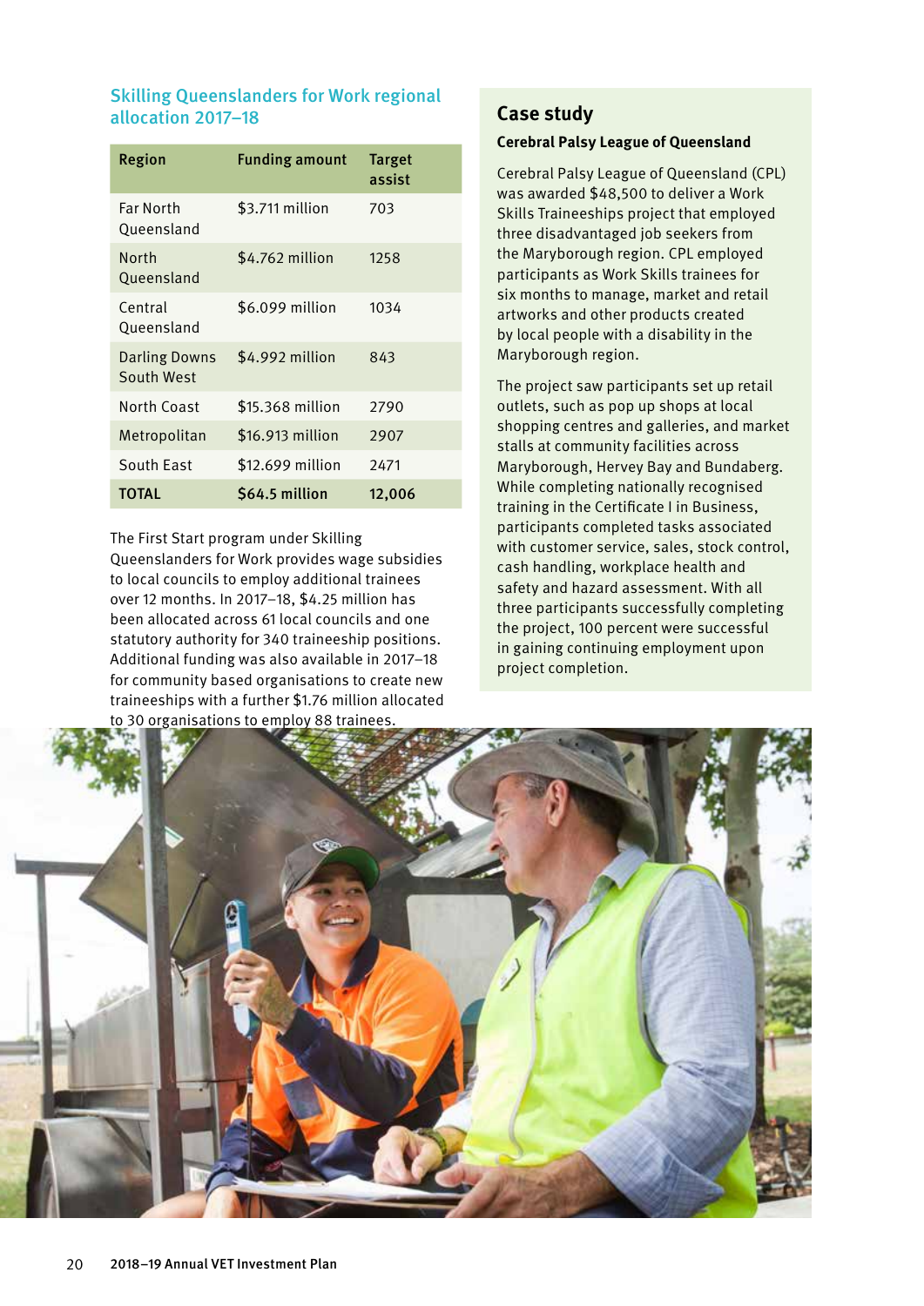## Skilling Queenslanders for Work regional allocation 2017–18

| Region | Funding amount | Target assist |
|---|---|---|
| Far North Queensland | $3.711 million | 703 |
| North Queensland | $4.762 million | 1258 |
| Central Queensland | $6.099 million | 1034 |
| Darling Downs South West | $4.992 million | 843 |
| North Coast | $15.368 million | 2790 |
| Metropolitan | $16.913 million | 2907 |
| South East | $12.699 million | 2471 |
| **TOTAL** | **$64.5 million** | **12,006** |

The First Start program under Skilling Queenslanders for Work provides wage subsidies to local councils to employ additional trainees over 12 months. In 2017–18, $4.25 million has been allocated across 61 local councils and one statutory authority for 340 traineeship positions. Additional funding was also available in 2017–18 for community based organisations to create new traineeships with a further $1.76 million allocated to 30 organisations to employ 88 trainees.

## Case study

### Cerebral Palsy League of Queensland

Cerebral Palsy League of Queensland (CPL) was awarded $48,500 to deliver a Work Skills Traineeships project that employed three disadvantaged job seekers from the Maryborough region. CPL employed participants as Work Skills trainees for six months to manage, market and retail artworks and other products created by local people with a disability in the Maryborough region.

The project saw participants set up retail outlets, such as pop up shops at local shopping centres and galleries, and market stalls at community facilities across Maryborough, Hervey Bay and Bundaberg. While completing nationally recognised training in the Certificate I in Business, participants completed tasks associated with customer service, sales, stock control, cash handling, workplace health and safety and hazard assessment. With all three participants successfully completing the project, 100 percent were successful in gaining continuing employment upon project completion.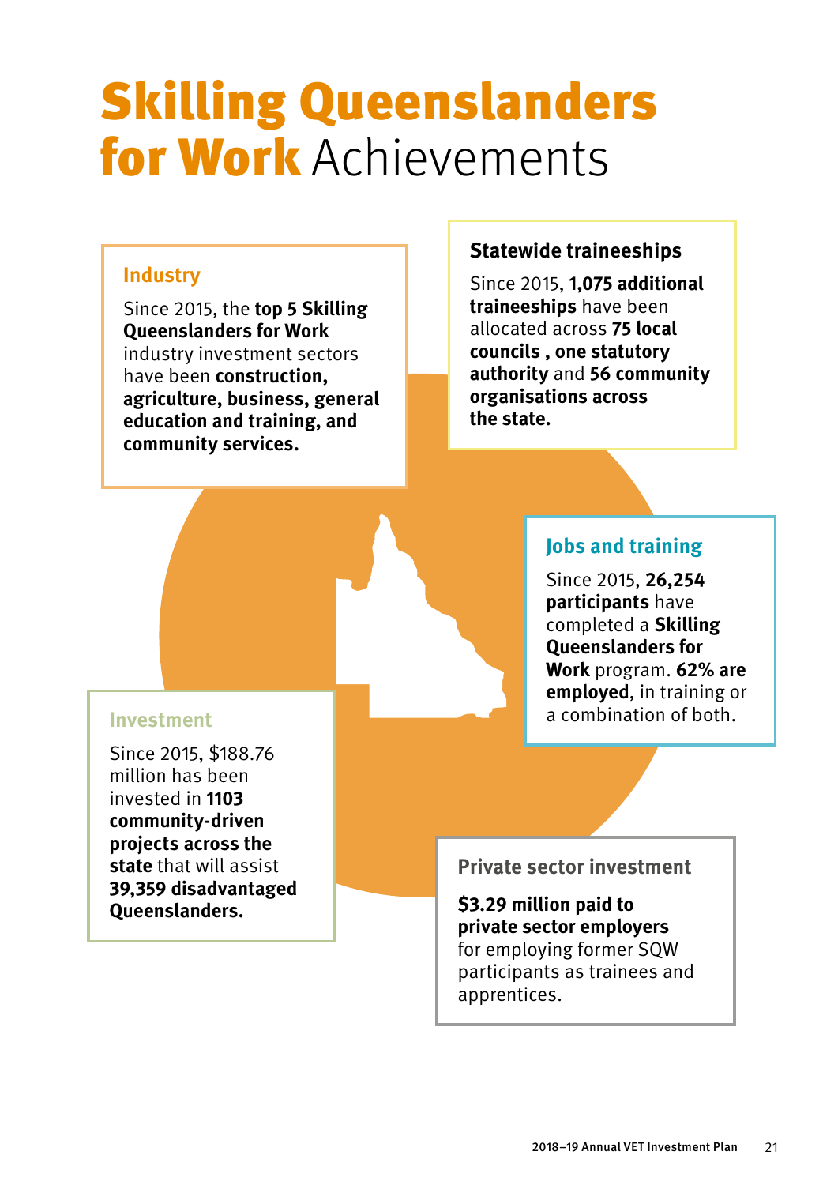# Skilling Queenslanders for Work Achievements

### Industry

Since 2015, the **top 5 Skilling Queenslanders for Work** industry investment sectors have been **construction, agriculture, business, general education and training, and community services.**

### Statewide traineeships

Since 2015, **1,075 additional traineeships** have been allocated across **75 local councils , one statutory authority** and **56 community organisations across the state.**

### Jobs and training

Since 2015, **26,254 participants** have completed a **Skilling Queenslanders for Work** program. **62% are employed**, in training or a combination of both.

### Investment

Since 2015, $188.76 million has been invested in **1103 community-driven projects across the state** that will assist **39,359 disadvantaged Queenslanders.**

### Private sector investment

**$3.29 million paid to private sector employers** for employing former SQW participants as trainees and apprentices.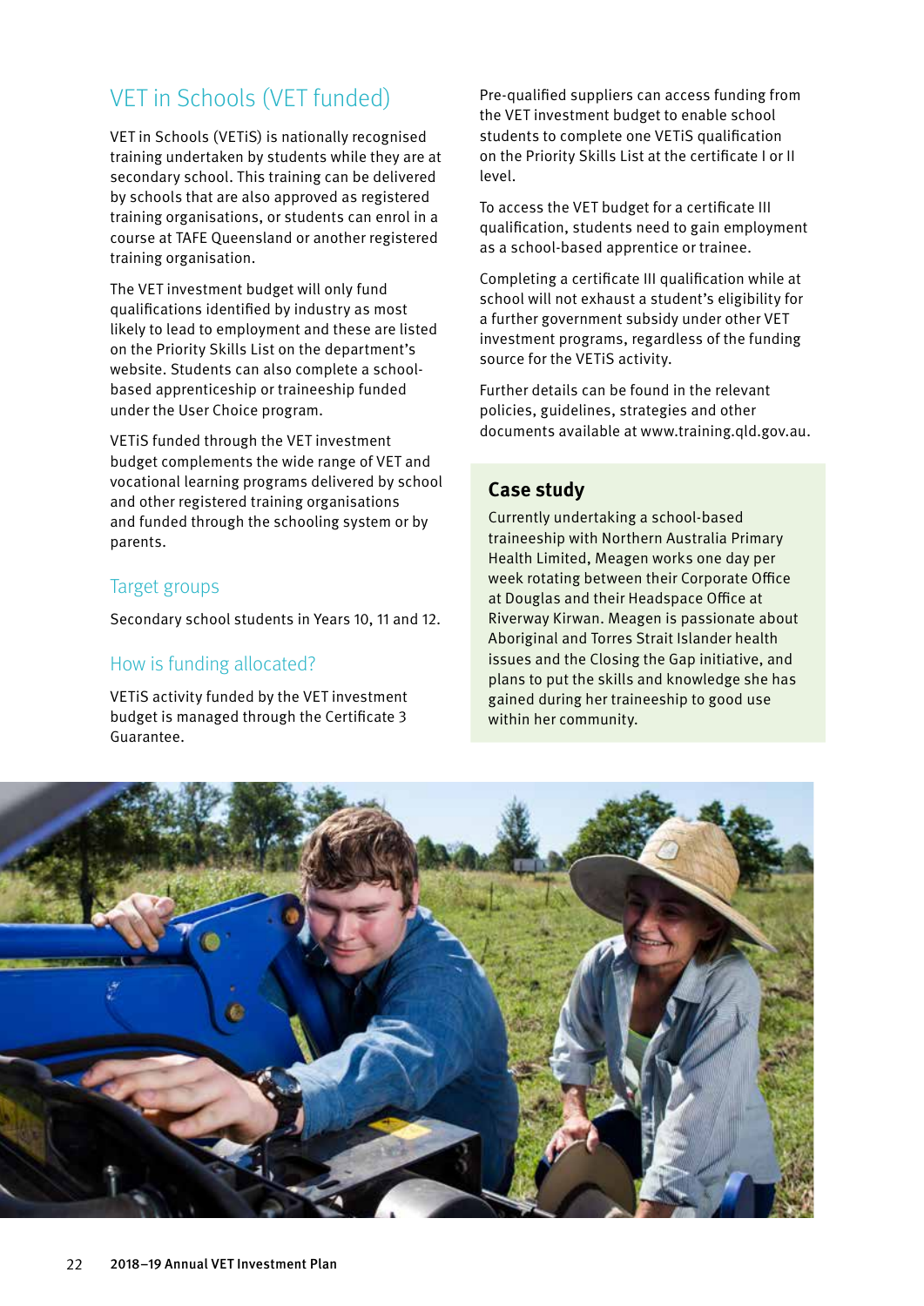## VET in Schools (VET funded)

VET in Schools (VETiS) is nationally recognised training undertaken by students while they are at secondary school. This training can be delivered by schools that are also approved as registered training organisations, or students can enrol in a course at TAFE Queensland or another registered training organisation.

The VET investment budget will only fund qualifications identified by industry as most likely to lead to employment and these are listed on the Priority Skills List on the department's website. Students can also complete a school-based apprenticeship or traineeship funded under the User Choice program.

VETiS funded through the VET investment budget complements the wide range of VET and vocational learning programs delivered by school and other registered training organisations and funded through the schooling system or by parents.

### Target groups

Secondary school students in Years 10, 11 and 12.

### How is funding allocated?

VETiS activity funded by the VET investment budget is managed through the Certificate 3 Guarantee.

Pre-qualified suppliers can access funding from the VET investment budget to enable school students to complete one VETiS qualification on the Priority Skills List at the certificate I or II level.

To access the VET budget for a certificate III qualification, students need to gain employment as a school-based apprentice or trainee.

Completing a certificate III qualification while at school will not exhaust a student's eligibility for a further government subsidy under VET investment programs, regardless of the funding source for the VETiS activity.

Further details can be found in the relevant policies, guidelines, strategies and other documents available at www.training.qld.gov.au.

### Case study

Currently undertaking a school-based traineeship with Northern Australia Primary Health Limited, Meagen works one day per week rotating between their Corporate Office at Douglas and their Headspace Office at Riverway Kirwan. Meagen is passionate about Aboriginal and Torres Strait Islander health issues and the Closing the Gap initiative, and plans to put the skills and knowledge she has gained during her traineeship to good use within her community.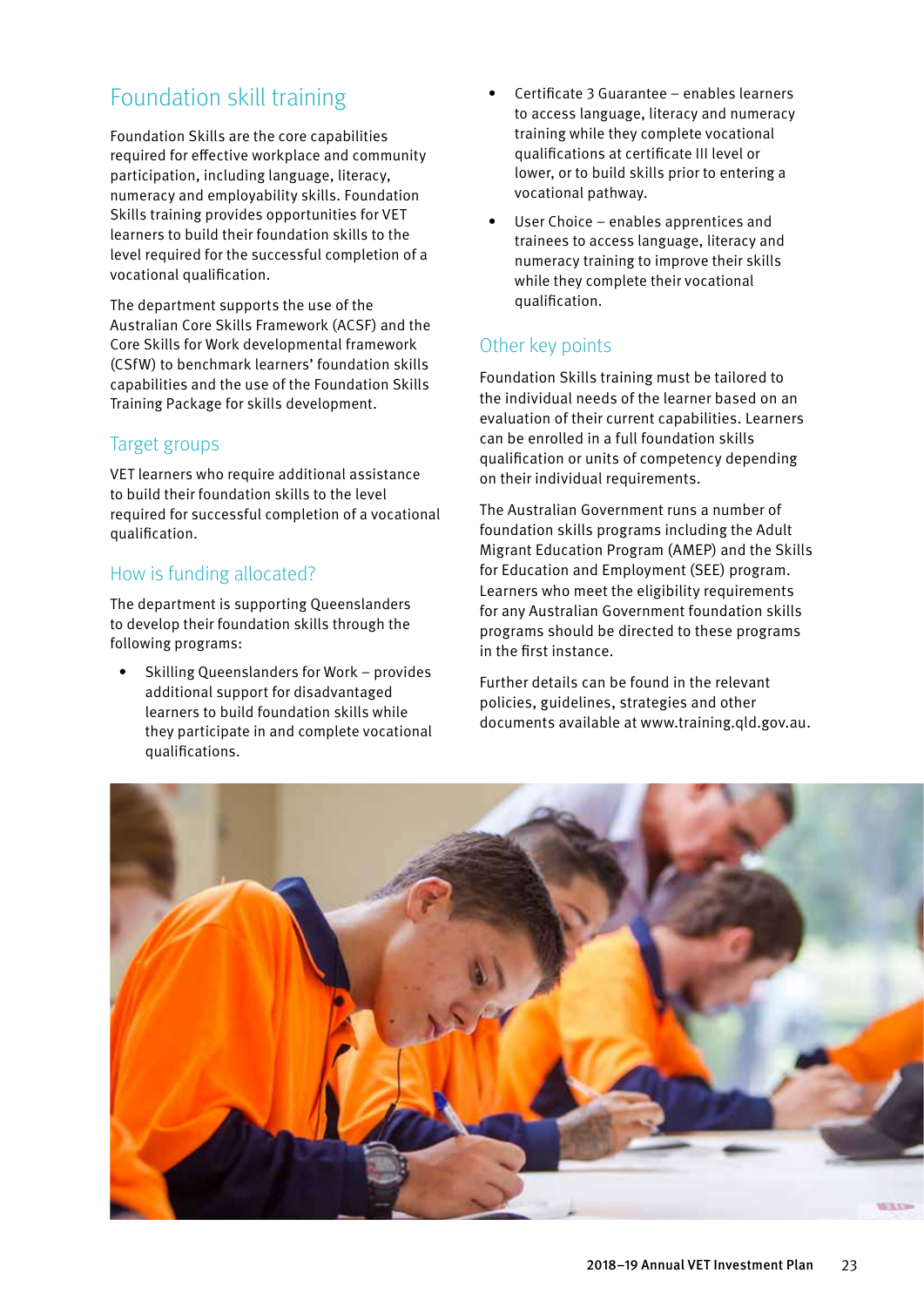## Foundation skill training

Foundation Skills are the core capabilities required for effective workplace and community participation, including language, literacy, numeracy and employability skills. Foundation Skills training provides opportunities for VET learners to build their foundation skills to the level required for the successful completion of a vocational qualification.

The department supports the use of the Australian Core Skills Framework (ACSF) and the Core Skills for Work developmental framework (CSfW) to benchmark learners' foundation skills capabilities and the use of the Foundation Skills Training Package for skills development.

### Target groups

VET learners who require additional assistance to build their foundation skills to the level required for successful completion of a vocational qualification.

### How is funding allocated?

The department is supporting Queenslanders to develop their foundation skills through the following programs:

- Skilling Queenslanders for Work – provides additional support for disadvantaged learners to build foundation skills while they participate in and complete vocational qualifications.
- Certificate 3 Guarantee – enables learners to access language, literacy and numeracy training while they complete vocational qualifications at certificate III level or lower, or to build skills prior to entering a vocational pathway.
- User Choice – enables apprentices and trainees to access language, literacy and numeracy training to improve their skills while they complete their vocational qualification.

### Other key points

Foundation Skills training must be tailored to the individual needs of the learner based on an evaluation of their current capabilities. Learners can be enrolled in a full foundation skills qualification or units of competency depending on their individual requirements.

The Australian Government runs a number of foundation skills programs including the Adult Migrant Education Program (AMEP) and the Skills for Education and Employment (SEE) program. Learners who meet the eligibility requirements for any Australian Government foundation skills programs should be directed to these programs in the first instance.

Further details can be found in the relevant policies, guidelines, strategies and other documents available at www.training.qld.gov.au.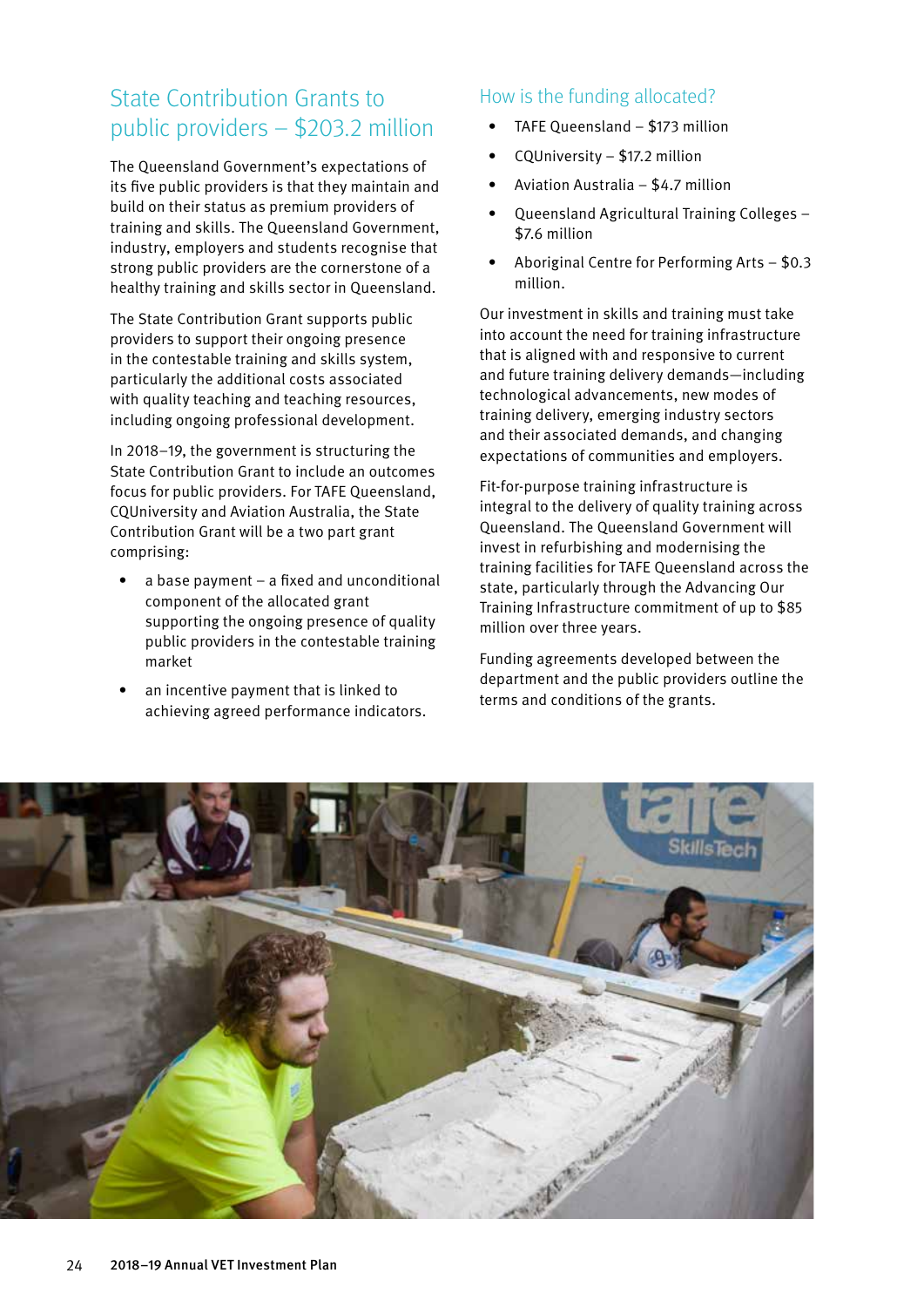## State Contribution Grants to public providers – $203.2 million

The Queensland Government's expectations of its five public providers is that they maintain and build on their status as premium providers of training and skills. The Queensland Government, industry, employers and students recognise that strong public providers are the cornerstone of a healthy training and skills sector in Queensland.

The State Contribution Grant supports public providers to support their ongoing presence in the contestable training and skills system, particularly the additional costs associated with quality teaching and teaching resources, including ongoing professional development.

In 2018–19, the government is structuring the State Contribution Grant to include an outcomes focus for public providers. For TAFE Queensland, CQUniversity and Aviation Australia, the State Contribution Grant will be a two part grant comprising:

- a base payment – a fixed and unconditional component of the allocated grant supporting the ongoing presence of quality public providers in the contestable training market
- an incentive payment that is linked to achieving agreed performance indicators.

### How is the funding allocated?

- TAFE Queensland – $173 million
- CQUniversity – $17.2 million
- Aviation Australia – $4.7 million
- Queensland Agricultural Training Colleges – $7.6 million
- Aboriginal Centre for Performing Arts – $0.3 million.

Our investment in skills and training must take into account the need for training infrastructure that is aligned with and responsive to current and future training delivery demands—including technological advancements, new modes of training delivery, emerging industry sectors and their associated demands, and changing expectations of communities and employers.

Fit-for-purpose training infrastructure is integral to the delivery of quality training across Queensland. The Queensland Government will invest in refurbishing and modernising the training facilities for TAFE Queensland across the state, particularly through the Advancing Our Training Infrastructure commitment of up to $85 million over three years.

Funding agreements developed between the department and the public providers outline the terms and conditions of the grants.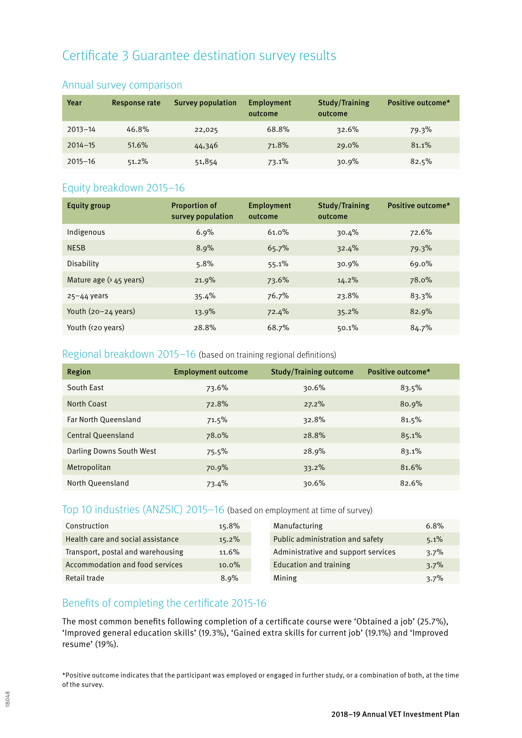# Certificate 3 Guarantee destination survey results

## Annual survey comparison

| Year | Response rate | Survey population | Employment outcome | Study/Training outcome | Positive outcome* |
|---|---|---|---|---|---|
| 2013–14 | 46.8% | 22,025 | 68.8% | 32.6% | 79.3% |
| 2014–15 | 51.6% | 44,346 | 71.8% | 29.0% | 81.1% |
| 2015–16 | 51.2% | 51,854 | 73.1% | 30.9% | 82.5% |

## Equity breakdown 2015–16

| Equity group | Proportion of survey population | Employment outcome | Study/Training outcome | Positive outcome* |
|---|---|---|---|---|
| Indigenous | 6.9% | 61.0% | 30.4% | 72.6% |
| NESB | 8.9% | 65.7% | 32.4% | 79.3% |
| Disability | 5.8% | 55.1% | 30.9% | 69.0% |
| Mature age (> 45 years) | 21.9% | 73.6% | 14.2% | 78.0% |
| 25–44 years | 35.4% | 76.7% | 23.8% | 83.3% |
| Youth (20–24 years) | 13.9% | 72.4% | 35.2% | 82.9% |
| Youth (<20 years) | 28.8% | 68.7% | 50.1% | 84.7% |

## Regional breakdown 2015–16 (based on training regional definitions)

| Region | Employment outcome | Study/Training outcome | Positive outcome* |
|---|---|---|---|
| South East | 73.6% | 30.6% | 83.5% |
| North Coast | 72.8% | 27.2% | 80.9% |
| Far North Queensland | 71.5% | 32.8% | 81.5% |
| Central Queensland | 78.0% | 28.8% | 85.1% |
| Darling Downs South West | 75.5% | 28.9% | 83.1% |
| Metropolitan | 70.9% | 33.2% | 81.6% |
| North Queensland | 73.4% | 30.6% | 82.6% |

## Top 10 industries (ANZSIC) 2015–16 (based on employment at time of survey)

| Industry | % |
|---|---|
| Construction | 15.8% |
| Health care and social assistance | 15.2% |
| Transport, postal and warehousing | 11.6% |
| Accommodation and food services | 10.0% |
| Retail trade | 8.9% |
| Manufacturing | 6.8% |
| Public administration and safety | 5.1% |
| Administrative and support services | 3.7% |
| Education and training | 3.7% |
| Mining | 3.7% |

## Benefits of completing the certificate 2015-16

The most common benefits following completion of a certificate course were 'Obtained a job' (25.7%), 'Improved general education skills' (19.3%), 'Gained extra skills for current job' (19.1%) and 'Improved resume' (19%).

*Positive outcome indicates that the participant was employed or engaged in further study, or a combination of both, at the time of the survey.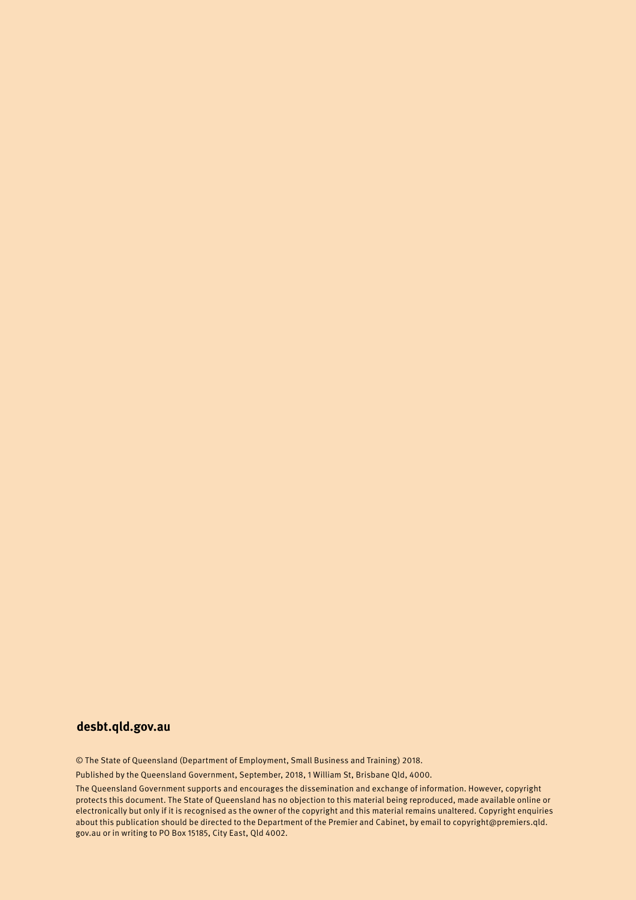**desbt.qld.gov.au**

© The State of Queensland (Department of Employment, Small Business and Training) 2018.

Published by the Queensland Government, September, 2018, 1 William St, Brisbane Qld, 4000.

The Queensland Government supports and encourages the dissemination and exchange of information. However, copyright protects this document. The State of Queensland has no objection to this material being reproduced, made available online or electronically but only if it is recognised as the owner of the copyright and this material remains unaltered. Copyright enquiries about this publication should be directed to the Department of the Premier and Cabinet, by email to copyright@premiers.qld.gov.au or in writing to PO Box 15185, City East, Qld 4002.